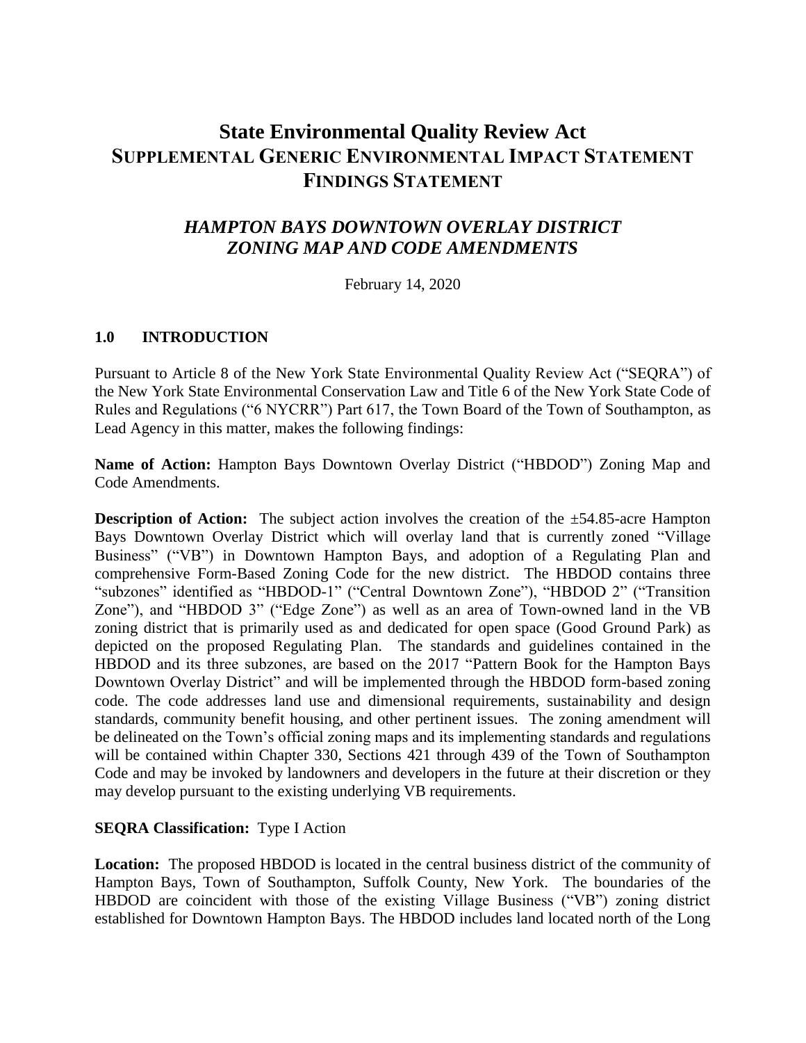# State Environmental Quality Review Act
# SUPPLEMENTAL GENERIC ENVIRONMENTAL IMPACT STATEMENT FINDINGS STATEMENT

## *HAMPTON BAYS DOWNTOWN OVERLAY DISTRICT ZONING MAP AND CODE AMENDMENTS*

February 14, 2020

### 1.0 INTRODUCTION

Pursuant to Article 8 of the New York State Environmental Quality Review Act ("SEQRA") of the New York State Environmental Conservation Law and Title 6 of the New York State Code of Rules and Regulations ("6 NYCRR") Part 617, the Town Board of the Town of Southampton, as Lead Agency in this matter, makes the following findings:

**Name of Action:** Hampton Bays Downtown Overlay District ("HBDOD") Zoning Map and Code Amendments.

**Description of Action:** The subject action involves the creation of the ±54.85-acre Hampton Bays Downtown Overlay District which will overlay land that is currently zoned "Village Business" ("VB") in Downtown Hampton Bays, and adoption of a Regulating Plan and comprehensive Form-Based Zoning Code for the new district. The HBDOD contains three "subzones" identified as "HBDOD-1" ("Central Downtown Zone"), "HBDOD 2" ("Transition Zone"), and "HBDOD 3" ("Edge Zone") as well as an area of Town-owned land in the VB zoning district that is primarily used as and dedicated for open space (Good Ground Park) as depicted on the proposed Regulating Plan. The standards and guidelines contained in the HBDOD and its three subzones, are based on the 2017 "Pattern Book for the Hampton Bays Downtown Overlay District" and will be implemented through the HBDOD form-based zoning code. The code addresses land use and dimensional requirements, sustainability and design standards, community benefit housing, and other pertinent issues. The zoning amendment will be delineated on the Town's official zoning maps and its implementing standards and regulations will be contained within Chapter 330, Sections 421 through 439 of the Town of Southampton Code and may be invoked by landowners and developers in the future at their discretion or they may develop pursuant to the existing underlying VB requirements.

**SEQRA Classification:** Type I Action

**Location:** The proposed HBDOD is located in the central business district of the community of Hampton Bays, Town of Southampton, Suffolk County, New York. The boundaries of the HBDOD are coincident with those of the existing Village Business ("VB") zoning district established for Downtown Hampton Bays. The HBDOD includes land located north of the Long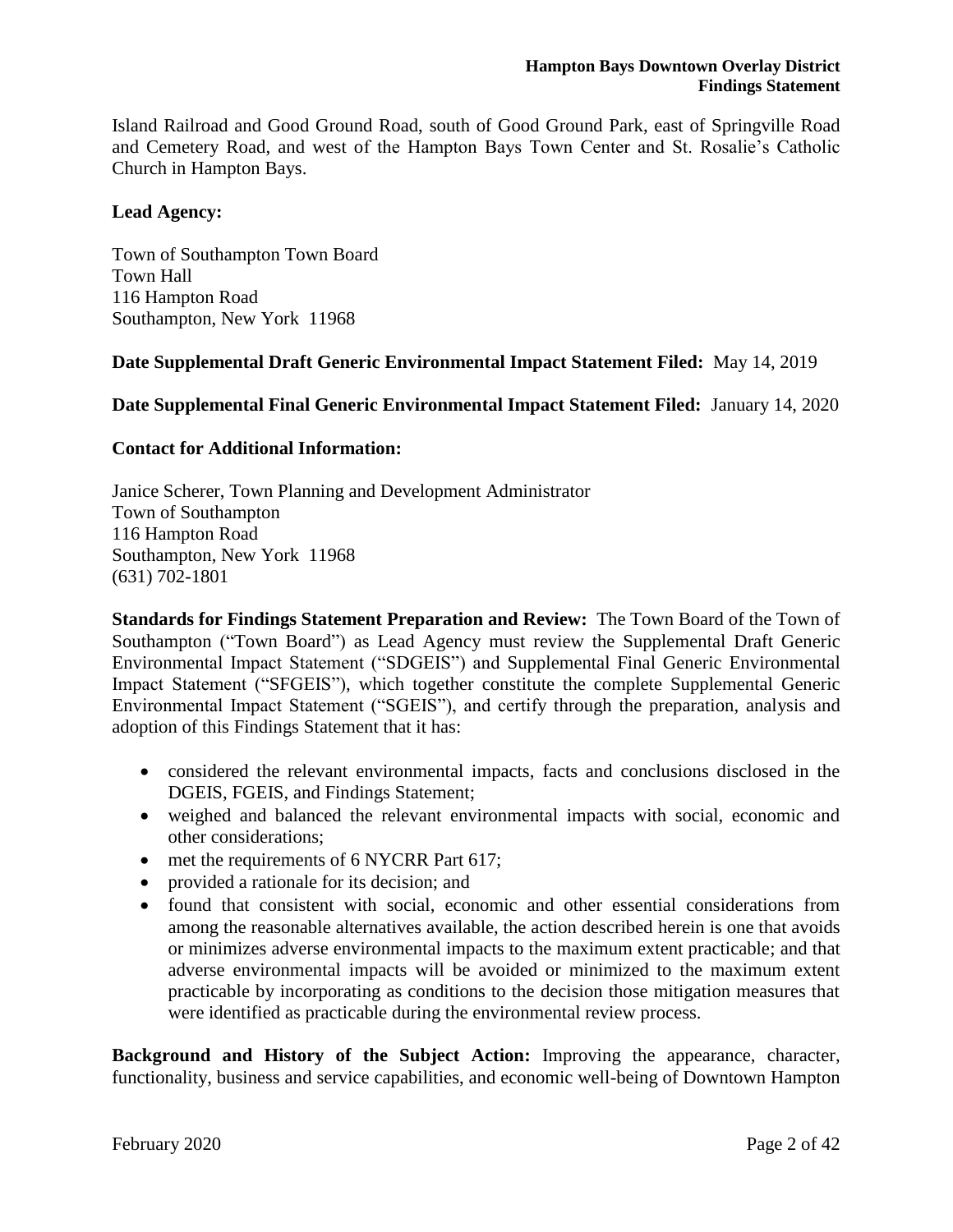Island Railroad and Good Ground Road, south of Good Ground Park, east of Springville Road and Cemetery Road, and west of the Hampton Bays Town Center and St. Rosalie's Catholic Church in Hampton Bays.

**Lead Agency:**

Town of Southampton Town Board
Town Hall
116 Hampton Road
Southampton, New York 11968

**Date Supplemental Draft Generic Environmental Impact Statement Filed:** May 14, 2019

**Date Supplemental Final Generic Environmental Impact Statement Filed:** January 14, 2020

**Contact for Additional Information:**

Janice Scherer, Town Planning and Development Administrator
Town of Southampton
116 Hampton Road
Southampton, New York 11968
(631) 702-1801

**Standards for Findings Statement Preparation and Review:** The Town Board of the Town of Southampton ("Town Board") as Lead Agency must review the Supplemental Draft Generic Environmental Impact Statement ("SDGEIS") and Supplemental Final Generic Environmental Impact Statement ("SFGEIS"), which together constitute the complete Supplemental Generic Environmental Impact Statement ("SGEIS"), and certify through the preparation, analysis and adoption of this Findings Statement that it has:

- considered the relevant environmental impacts, facts and conclusions disclosed in the DGEIS, FGEIS, and Findings Statement;
- weighed and balanced the relevant environmental impacts with social, economic and other considerations;
- met the requirements of 6 NYCRR Part 617;
- provided a rationale for its decision; and
- found that consistent with social, economic and other essential considerations from among the reasonable alternatives available, the action described herein is one that avoids or minimizes adverse environmental impacts to the maximum extent practicable; and that adverse environmental impacts will be avoided or minimized to the maximum extent practicable by incorporating as conditions to the decision those mitigation measures that were identified as practicable during the environmental review process.

**Background and History of the Subject Action:** Improving the appearance, character, functionality, business and service capabilities, and economic well-being of Downtown Hampton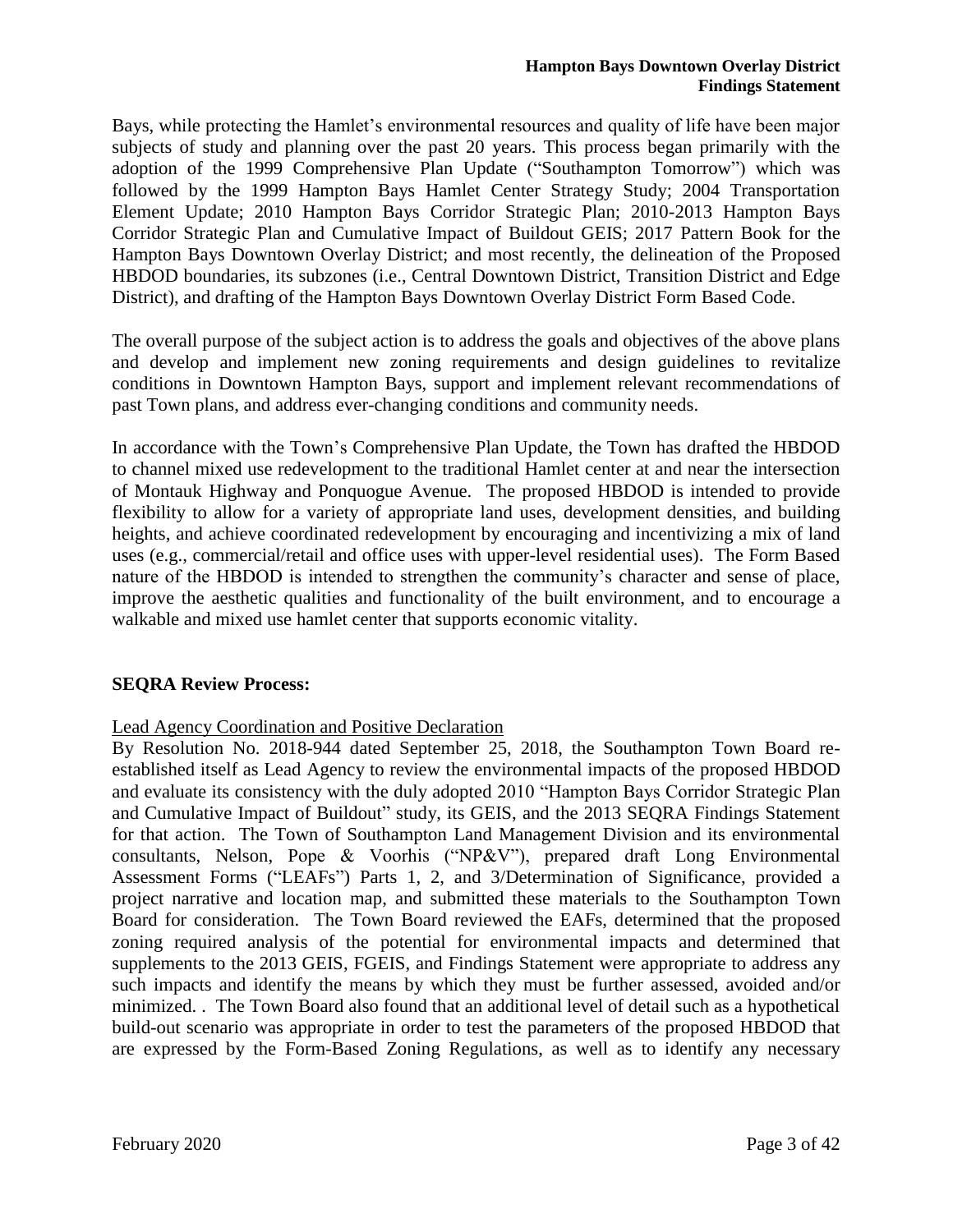Bays, while protecting the Hamlet's environmental resources and quality of life have been major subjects of study and planning over the past 20 years. This process began primarily with the adoption of the 1999 Comprehensive Plan Update ("Southampton Tomorrow") which was followed by the 1999 Hampton Bays Hamlet Center Strategy Study; 2004 Transportation Element Update; 2010 Hampton Bays Corridor Strategic Plan; 2010-2013 Hampton Bays Corridor Strategic Plan and Cumulative Impact of Buildout GEIS; 2017 Pattern Book for the Hampton Bays Downtown Overlay District; and most recently, the delineation of the Proposed HBDOD boundaries, its subzones (i.e., Central Downtown District, Transition District and Edge District), and drafting of the Hampton Bays Downtown Overlay District Form Based Code.

The overall purpose of the subject action is to address the goals and objectives of the above plans and develop and implement new zoning requirements and design guidelines to revitalize conditions in Downtown Hampton Bays, support and implement relevant recommendations of past Town plans, and address ever-changing conditions and community needs.

In accordance with the Town's Comprehensive Plan Update, the Town has drafted the HBDOD to channel mixed use redevelopment to the traditional Hamlet center at and near the intersection of Montauk Highway and Ponquogue Avenue. The proposed HBDOD is intended to provide flexibility to allow for a variety of appropriate land uses, development densities, and building heights, and achieve coordinated redevelopment by encouraging and incentivizing a mix of land uses (e.g., commercial/retail and office uses with upper-level residential uses). The Form Based nature of the HBDOD is intended to strengthen the community's character and sense of place, improve the aesthetic qualities and functionality of the built environment, and to encourage a walkable and mixed use hamlet center that supports economic vitality.

**SEQRA Review Process:**

Lead Agency Coordination and Positive Declaration

By Resolution No. 2018-944 dated September 25, 2018, the Southampton Town Board re-established itself as Lead Agency to review the environmental impacts of the proposed HBDOD and evaluate its consistency with the duly adopted 2010 "Hampton Bays Corridor Strategic Plan and Cumulative Impact of Buildout" study, its GEIS, and the 2013 SEQRA Findings Statement for that action. The Town of Southampton Land Management Division and its environmental consultants, Nelson, Pope & Voorhis ("NP&V"), prepared draft Long Environmental Assessment Forms ("LEAFs") Parts 1, 2, and 3/Determination of Significance, provided a project narrative and location map, and submitted these materials to the Southampton Town Board for consideration. The Town Board reviewed the EAFs, determined that the proposed zoning required analysis of the potential for environmental impacts and determined that supplements to the 2013 GEIS, FGEIS, and Findings Statement were appropriate to address any such impacts and identify the means by which they must be further assessed, avoided and/or minimized. . The Town Board also found that an additional level of detail such as a hypothetical build-out scenario was appropriate in order to test the parameters of the proposed HBDOD that are expressed by the Form-Based Zoning Regulations, as well as to identify any necessary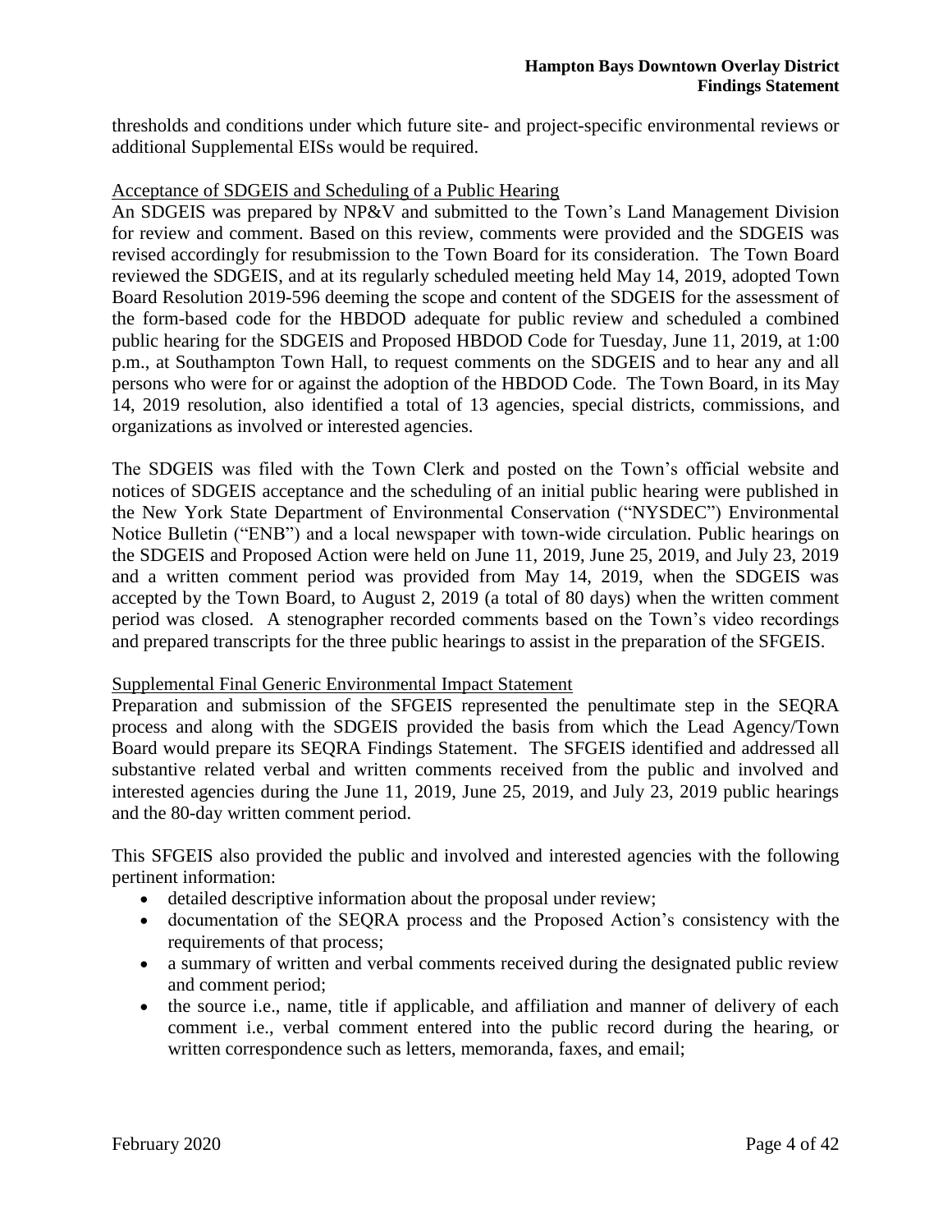thresholds and conditions under which future site- and project-specific environmental reviews or additional Supplemental EISs would be required.

### Acceptance of SDGEIS and Scheduling of a Public Hearing

An SDGEIS was prepared by NP&V and submitted to the Town's Land Management Division for review and comment. Based on this review, comments were provided and the SDGEIS was revised accordingly for resubmission to the Town Board for its consideration. The Town Board reviewed the SDGEIS, and at its regularly scheduled meeting held May 14, 2019, adopted Town Board Resolution 2019-596 deeming the scope and content of the SDGEIS for the assessment of the form-based code for the HBDOD adequate for public review and scheduled a combined public hearing for the SDGEIS and Proposed HBDOD Code for Tuesday, June 11, 2019, at 1:00 p.m., at Southampton Town Hall, to request comments on the SDGEIS and to hear any and all persons who were for or against the adoption of the HBDOD Code. The Town Board, in its May 14, 2019 resolution, also identified a total of 13 agencies, special districts, commissions, and organizations as involved or interested agencies.

The SDGEIS was filed with the Town Clerk and posted on the Town's official website and notices of SDGEIS acceptance and the scheduling of an initial public hearing were published in the New York State Department of Environmental Conservation ("NYSDEC") Environmental Notice Bulletin ("ENB") and a local newspaper with town-wide circulation. Public hearings on the SDGEIS and Proposed Action were held on June 11, 2019, June 25, 2019, and July 23, 2019 and a written comment period was provided from May 14, 2019, when the SDGEIS was accepted by the Town Board, to August 2, 2019 (a total of 80 days) when the written comment period was closed. A stenographer recorded comments based on the Town's video recordings and prepared transcripts for the three public hearings to assist in the preparation of the SFGEIS.

### Supplemental Final Generic Environmental Impact Statement

Preparation and submission of the SFGEIS represented the penultimate step in the SEQRA process and along with the SDGEIS provided the basis from which the Lead Agency/Town Board would prepare its SEQRA Findings Statement. The SFGEIS identified and addressed all substantive related verbal and written comments received from the public and involved and interested agencies during the June 11, 2019, June 25, 2019, and July 23, 2019 public hearings and the 80-day written comment period.

This SFGEIS also provided the public and involved and interested agencies with the following pertinent information:

- detailed descriptive information about the proposal under review;
- documentation of the SEQRA process and the Proposed Action's consistency with the requirements of that process;
- a summary of written and verbal comments received during the designated public review and comment period;
- the source i.e., name, title if applicable, and affiliation and manner of delivery of each comment i.e., verbal comment entered into the public record during the hearing, or written correspondence such as letters, memoranda, faxes, and email;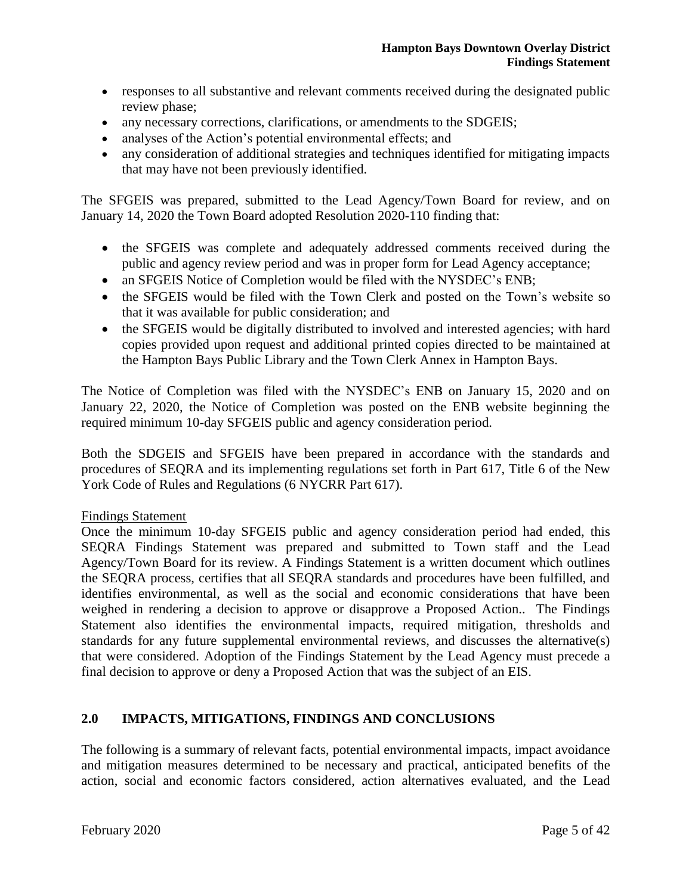- responses to all substantive and relevant comments received during the designated public review phase;
- any necessary corrections, clarifications, or amendments to the SDGEIS;
- analyses of the Action's potential environmental effects; and
- any consideration of additional strategies and techniques identified for mitigating impacts that may have not been previously identified.

The SFGEIS was prepared, submitted to the Lead Agency/Town Board for review, and on January 14, 2020 the Town Board adopted Resolution 2020-110 finding that:

- the SFGEIS was complete and adequately addressed comments received during the public and agency review period and was in proper form for Lead Agency acceptance;
- an SFGEIS Notice of Completion would be filed with the NYSDEC's ENB;
- the SFGEIS would be filed with the Town Clerk and posted on the Town's website so that it was available for public consideration; and
- the SFGEIS would be digitally distributed to involved and interested agencies; with hard copies provided upon request and additional printed copies directed to be maintained at the Hampton Bays Public Library and the Town Clerk Annex in Hampton Bays.

The Notice of Completion was filed with the NYSDEC's ENB on January 15, 2020 and on January 22, 2020, the Notice of Completion was posted on the ENB website beginning the required minimum 10-day SFGEIS public and agency consideration period.

Both the SDGEIS and SFGEIS have been prepared in accordance with the standards and procedures of SEQRA and its implementing regulations set forth in Part 617, Title 6 of the New York Code of Rules and Regulations (6 NYCRR Part 617).

<u>Findings Statement</u>

Once the minimum 10-day SFGEIS public and agency consideration period had ended, this SEQRA Findings Statement was prepared and submitted to Town staff and the Lead Agency/Town Board for its review. A Findings Statement is a written document which outlines the SEQRA process, certifies that all SEQRA standards and procedures have been fulfilled, and identifies environmental, as well as the social and economic considerations that have been weighed in rendering a decision to approve or disapprove a Proposed Action.. The Findings Statement also identifies the environmental impacts, required mitigation, thresholds and standards for any future supplemental environmental reviews, and discusses the alternative(s) that were considered. Adoption of the Findings Statement by the Lead Agency must precede a final decision to approve or deny a Proposed Action that was the subject of an EIS.

## 2.0 IMPACTS, MITIGATIONS, FINDINGS AND CONCLUSIONS

The following is a summary of relevant facts, potential environmental impacts, impact avoidance and mitigation measures determined to be necessary and practical, anticipated benefits of the action, social and economic factors considered, action alternatives evaluated, and the Lead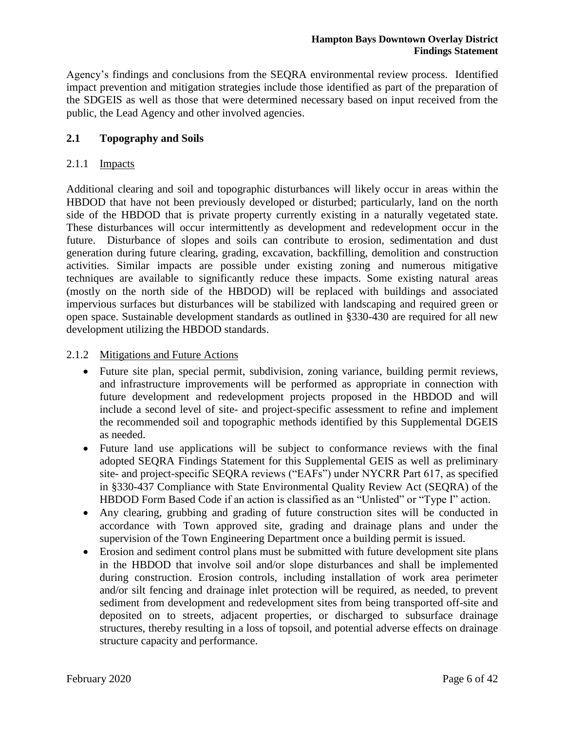Agency's findings and conclusions from the SEQRA environmental review process. Identified impact prevention and mitigation strategies include those identified as part of the preparation of the SDGEIS as well as those that were determined necessary based on input received from the public, the Lead Agency and other involved agencies.

## 2.1 Topography and Soils

### 2.1.1 Impacts

Additional clearing and soil and topographic disturbances will likely occur in areas within the HBDOD that have not been previously developed or disturbed; particularly, land on the north side of the HBDOD that is private property currently existing in a naturally vegetated state. These disturbances will occur intermittently as development and redevelopment occur in the future. Disturbance of slopes and soils can contribute to erosion, sedimentation and dust generation during future clearing, grading, excavation, backfilling, demolition and construction activities. Similar impacts are possible under existing zoning and numerous mitigative techniques are available to significantly reduce these impacts. Some existing natural areas (mostly on the north side of the HBDOD) will be replaced with buildings and associated impervious surfaces but disturbances will be stabilized with landscaping and required green or open space. Sustainable development standards as outlined in §330-430 are required for all new development utilizing the HBDOD standards.

### 2.1.2 Mitigations and Future Actions

- Future site plan, special permit, subdivision, zoning variance, building permit reviews, and infrastructure improvements will be performed as appropriate in connection with future development and redevelopment projects proposed in the HBDOD and will include a second level of site- and project-specific assessment to refine and implement the recommended soil and topographic methods identified by this Supplemental DGEIS as needed.
- Future land use applications will be subject to conformance reviews with the final adopted SEQRA Findings Statement for this Supplemental GEIS as well as preliminary site- and project-specific SEQRA reviews ("EAFs") under NYCRR Part 617, as specified in §330-437 Compliance with State Environmental Quality Review Act (SEQRA) of the HBDOD Form Based Code if an action is classified as an "Unlisted" or "Type I" action.
- Any clearing, grubbing and grading of future construction sites will be conducted in accordance with Town approved site, grading and drainage plans and under the supervision of the Town Engineering Department once a building permit is issued.
- Erosion and sediment control plans must be submitted with future development site plans in the HBDOD that involve soil and/or slope disturbances and shall be implemented during construction. Erosion controls, including installation of work area perimeter and/or silt fencing and drainage inlet protection will be required, as needed, to prevent sediment from development and redevelopment sites from being transported off-site and deposited on to streets, adjacent properties, or discharged to subsurface drainage structures, thereby resulting in a loss of topsoil, and potential adverse effects on drainage structure capacity and performance.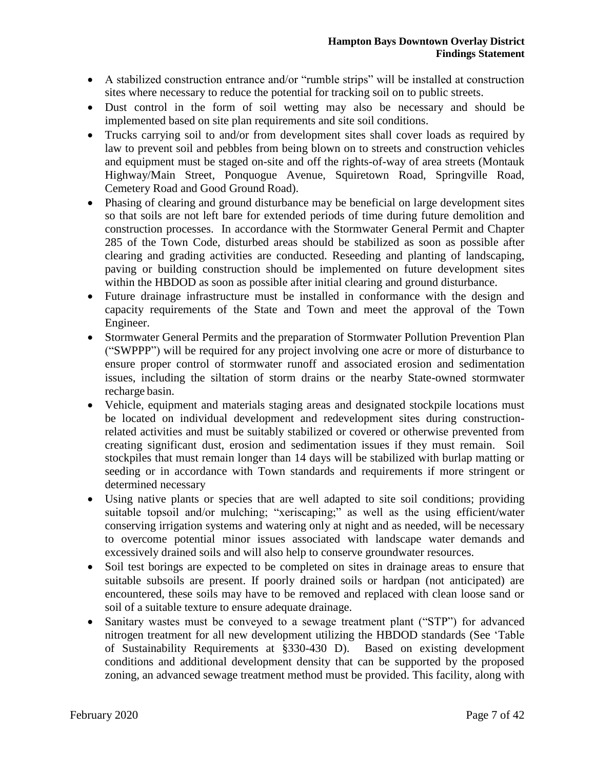- A stabilized construction entrance and/or "rumble strips" will be installed at construction sites where necessary to reduce the potential for tracking soil on to public streets.
- Dust control in the form of soil wetting may also be necessary and should be implemented based on site plan requirements and site soil conditions.
- Trucks carrying soil to and/or from development sites shall cover loads as required by law to prevent soil and pebbles from being blown on to streets and construction vehicles and equipment must be staged on-site and off the rights-of-way of area streets (Montauk Highway/Main Street, Ponquogue Avenue, Squiretown Road, Springville Road, Cemetery Road and Good Ground Road).
- Phasing of clearing and ground disturbance may be beneficial on large development sites so that soils are not left bare for extended periods of time during future demolition and construction processes. In accordance with the Stormwater General Permit and Chapter 285 of the Town Code, disturbed areas should be stabilized as soon as possible after clearing and grading activities are conducted. Reseeding and planting of landscaping, paving or building construction should be implemented on future development sites within the HBDOD as soon as possible after initial clearing and ground disturbance.
- Future drainage infrastructure must be installed in conformance with the design and capacity requirements of the State and Town and meet the approval of the Town Engineer.
- Stormwater General Permits and the preparation of Stormwater Pollution Prevention Plan ("SWPPP") will be required for any project involving one acre or more of disturbance to ensure proper control of stormwater runoff and associated erosion and sedimentation issues, including the siltation of storm drains or the nearby State-owned stormwater recharge basin.
- Vehicle, equipment and materials staging areas and designated stockpile locations must be located on individual development and redevelopment sites during construction-related activities and must be suitably stabilized or covered or otherwise prevented from creating significant dust, erosion and sedimentation issues if they must remain. Soil stockpiles that must remain longer than 14 days will be stabilized with burlap matting or seeding or in accordance with Town standards and requirements if more stringent or determined necessary
- Using native plants or species that are well adapted to site soil conditions; providing suitable topsoil and/or mulching; "xeriscaping;" as well as the using efficient/water conserving irrigation systems and watering only at night and as needed, will be necessary to overcome potential minor issues associated with landscape water demands and excessively drained soils and will also help to conserve groundwater resources.
- Soil test borings are expected to be completed on sites in drainage areas to ensure that suitable subsoils are present. If poorly drained soils or hardpan (not anticipated) are encountered, these soils may have to be removed and replaced with clean loose sand or soil of a suitable texture to ensure adequate drainage.
- Sanitary wastes must be conveyed to a sewage treatment plant ("STP") for advanced nitrogen treatment for all new development utilizing the HBDOD standards (See 'Table of Sustainability Requirements at §330-430 D). Based on existing development conditions and additional development density that can be supported by the proposed zoning, an advanced sewage treatment method must be provided. This facility, along with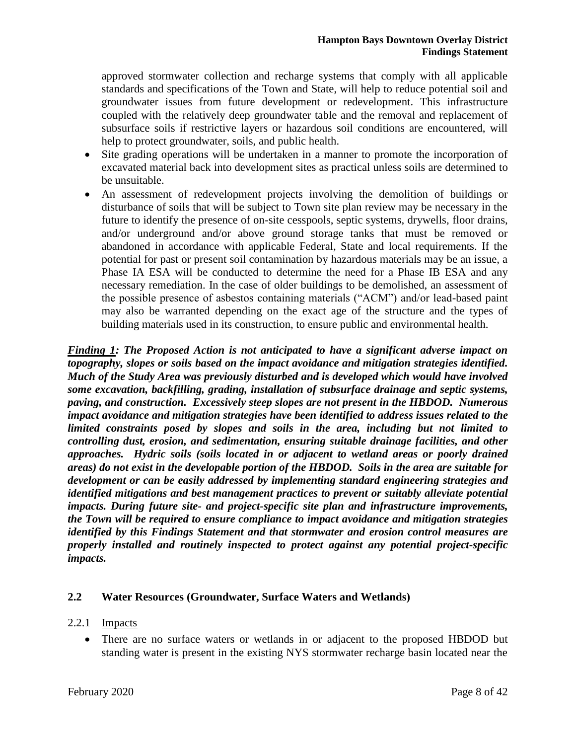approved stormwater collection and recharge systems that comply with all applicable standards and specifications of the Town and State, will help to reduce potential soil and groundwater issues from future development or redevelopment. This infrastructure coupled with the relatively deep groundwater table and the removal and replacement of subsurface soils if restrictive layers or hazardous soil conditions are encountered, will help to protect groundwater, soils, and public health.

- Site grading operations will be undertaken in a manner to promote the incorporation of excavated material back into development sites as practical unless soils are determined to be unsuitable.
- An assessment of redevelopment projects involving the demolition of buildings or disturbance of soils that will be subject to Town site plan review may be necessary in the future to identify the presence of on-site cesspools, septic systems, drywells, floor drains, and/or underground and/or above ground storage tanks that must be removed or abandoned in accordance with applicable Federal, State and local requirements. If the potential for past or present soil contamination by hazardous materials may be an issue, a Phase IA ESA will be conducted to determine the need for a Phase IB ESA and any necessary remediation. In the case of older buildings to be demolished, an assessment of the possible presence of asbestos containing materials ("ACM") and/or lead-based paint may also be warranted depending on the exact age of the structure and the types of building materials used in its construction, to ensure public and environmental health.

***<u>Finding 1</u>: The Proposed Action is not anticipated to have a significant adverse impact on topography, slopes or soils based on the impact avoidance and mitigation strategies identified. Much of the Study Area was previously disturbed and is developed which would have involved some excavation, backfilling, grading, installation of subsurface drainage and septic systems, paving, and construction. Excessively steep slopes are not present in the HBDOD. Numerous impact avoidance and mitigation strategies have been identified to address issues related to the limited constraints posed by slopes and soils in the area, including but not limited to controlling dust, erosion, and sedimentation, ensuring suitable drainage facilities, and other approaches. Hydric soils (soils located in or adjacent to wetland areas or poorly drained areas) do not exist in the developable portion of the HBDOD. Soils in the area are suitable for development or can be easily addressed by implementing standard engineering strategies and identified mitigations and best management practices to prevent or suitably alleviate potential impacts. During future site- and project-specific site plan and infrastructure improvements, the Town will be required to ensure compliance to impact avoidance and mitigation strategies identified by this Findings Statement and that stormwater and erosion control measures are properly installed and routinely inspected to protect against any potential project-specific impacts.***

## 2.2 Water Resources (Groundwater, Surface Waters and Wetlands)

### 2.2.1 Impacts

- There are no surface waters or wetlands in or adjacent to the proposed HBDOD but standing water is present in the existing NYS stormwater recharge basin located near the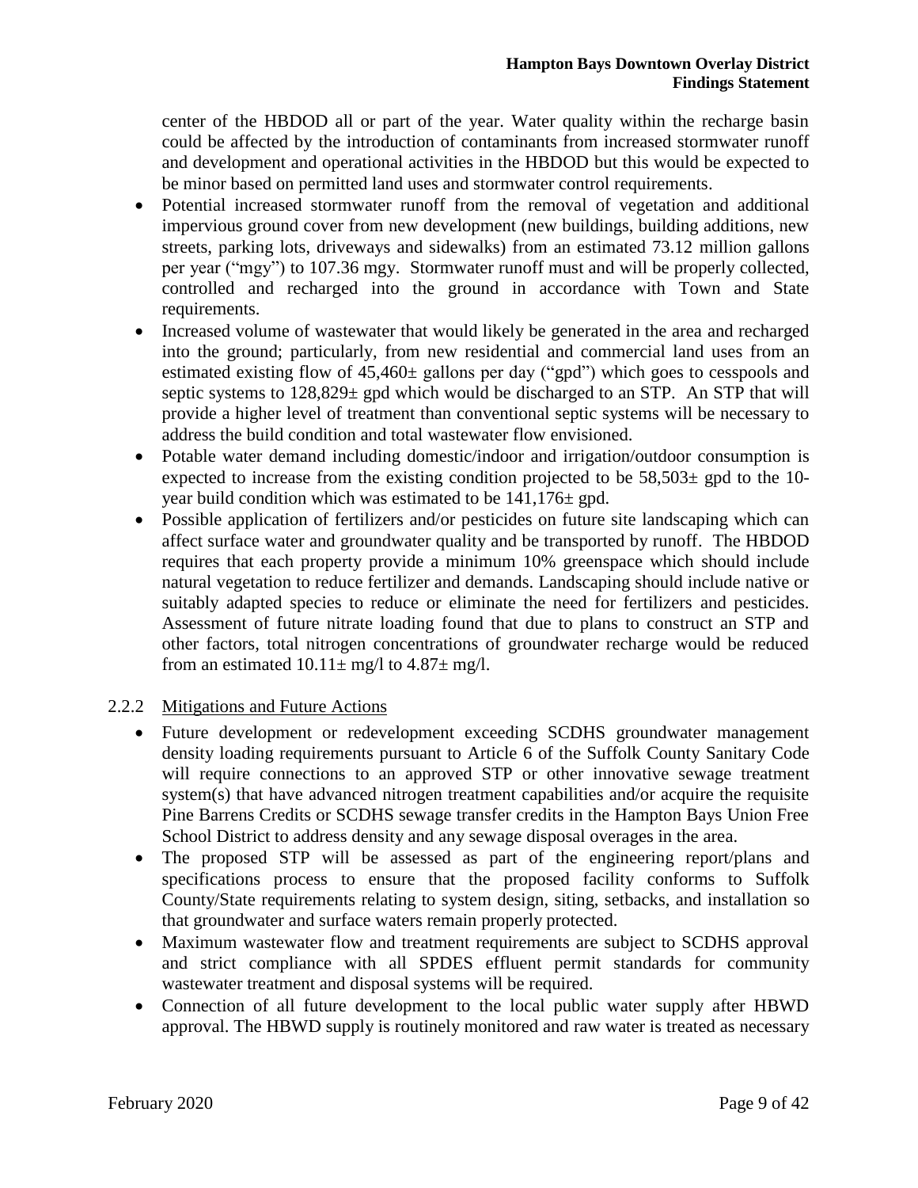center of the HBDOD all or part of the year. Water quality within the recharge basin could be affected by the introduction of contaminants from increased stormwater runoff and development and operational activities in the HBDOD but this would be expected to be minor based on permitted land uses and stormwater control requirements.

- Potential increased stormwater runoff from the removal of vegetation and additional impervious ground cover from new development (new buildings, building additions, new streets, parking lots, driveways and sidewalks) from an estimated 73.12 million gallons per year ("mgy") to 107.36 mgy. Stormwater runoff must and will be properly collected, controlled and recharged into the ground in accordance with Town and State requirements.
- Increased volume of wastewater that would likely be generated in the area and recharged into the ground; particularly, from new residential and commercial land uses from an estimated existing flow of 45,460± gallons per day ("gpd") which goes to cesspools and septic systems to 128,829± gpd which would be discharged to an STP. An STP that will provide a higher level of treatment than conventional septic systems will be necessary to address the build condition and total wastewater flow envisioned.
- Potable water demand including domestic/indoor and irrigation/outdoor consumption is expected to increase from the existing condition projected to be 58,503± gpd to the 10-year build condition which was estimated to be 141,176± gpd.
- Possible application of fertilizers and/or pesticides on future site landscaping which can affect surface water and groundwater quality and be transported by runoff. The HBDOD requires that each property provide a minimum 10% greenspace which should include natural vegetation to reduce fertilizer and demands. Landscaping should include native or suitably adapted species to reduce or eliminate the need for fertilizers and pesticides. Assessment of future nitrate loading found that due to plans to construct an STP and other factors, total nitrogen concentrations of groundwater recharge would be reduced from an estimated 10.11± mg/l to 4.87± mg/l.

### 2.2.2 Mitigations and Future Actions

- Future development or redevelopment exceeding SCDHS groundwater management density loading requirements pursuant to Article 6 of the Suffolk County Sanitary Code will require connections to an approved STP or other innovative sewage treatment system(s) that have advanced nitrogen treatment capabilities and/or acquire the requisite Pine Barrens Credits or SCDHS sewage transfer credits in the Hampton Bays Union Free School District to address density and any sewage disposal overages in the area.
- The proposed STP will be assessed as part of the engineering report/plans and specifications process to ensure that the proposed facility conforms to Suffolk County/State requirements relating to system design, siting, setbacks, and installation so that groundwater and surface waters remain properly protected.
- Maximum wastewater flow and treatment requirements are subject to SCDHS approval and strict compliance with all SPDES effluent permit standards for community wastewater treatment and disposal systems will be required.
- Connection of all future development to the local public water supply after HBWD approval. The HBWD supply is routinely monitored and raw water is treated as necessary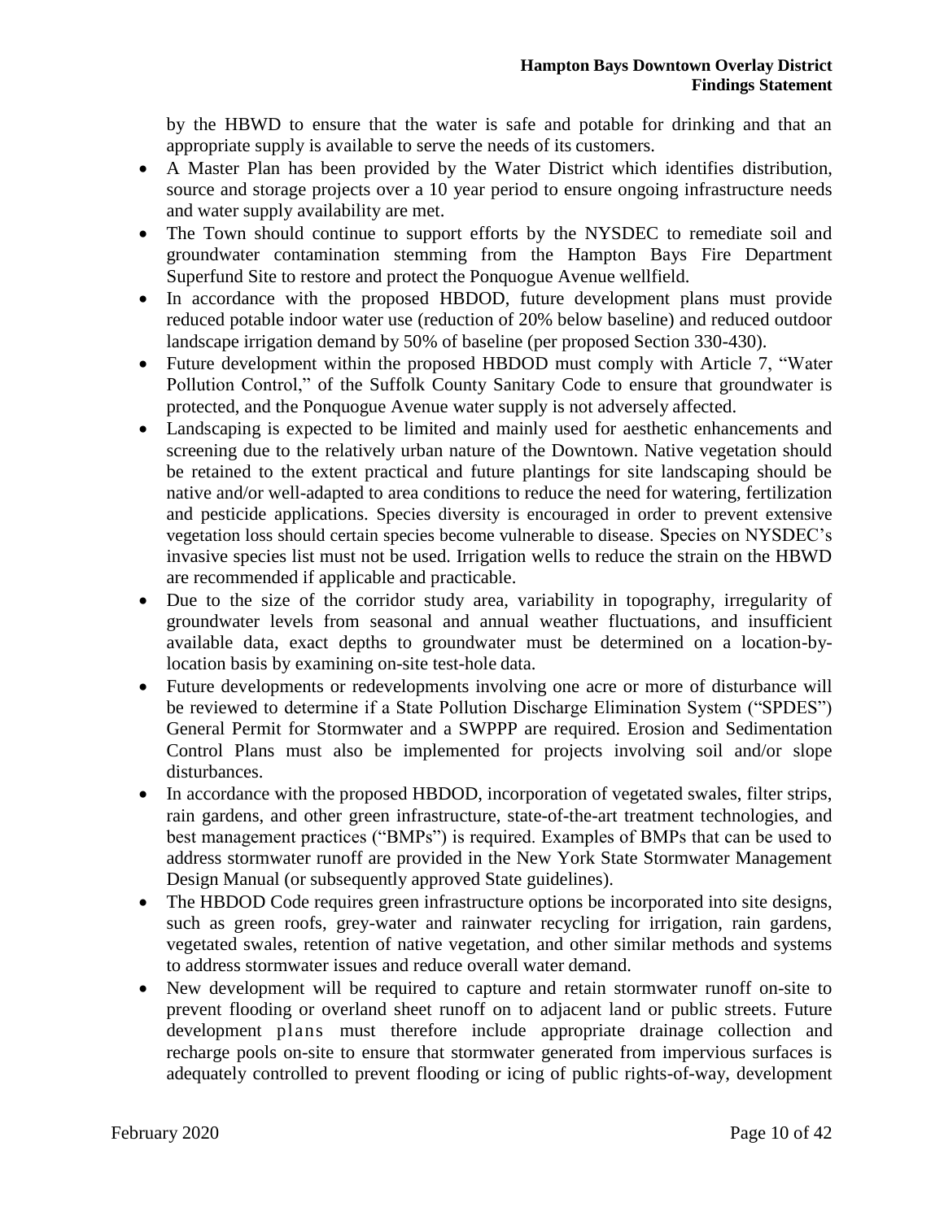by the HBWD to ensure that the water is safe and potable for drinking and that an appropriate supply is available to serve the needs of its customers.

- A Master Plan has been provided by the Water District which identifies distribution, source and storage projects over a 10 year period to ensure ongoing infrastructure needs and water supply availability are met.
- The Town should continue to support efforts by the NYSDEC to remediate soil and groundwater contamination stemming from the Hampton Bays Fire Department Superfund Site to restore and protect the Ponquogue Avenue wellfield.
- In accordance with the proposed HBDOD, future development plans must provide reduced potable indoor water use (reduction of 20% below baseline) and reduced outdoor landscape irrigation demand by 50% of baseline (per proposed Section 330-430).
- Future development within the proposed HBDOD must comply with Article 7, "Water Pollution Control," of the Suffolk County Sanitary Code to ensure that groundwater is protected, and the Ponquogue Avenue water supply is not adversely affected.
- Landscaping is expected to be limited and mainly used for aesthetic enhancements and screening due to the relatively urban nature of the Downtown. Native vegetation should be retained to the extent practical and future plantings for site landscaping should be native and/or well-adapted to area conditions to reduce the need for watering, fertilization and pesticide applications. Species diversity is encouraged in order to prevent extensive vegetation loss should certain species become vulnerable to disease. Species on NYSDEC's invasive species list must not be used. Irrigation wells to reduce the strain on the HBWD are recommended if applicable and practicable.
- Due to the size of the corridor study area, variability in topography, irregularity of groundwater levels from seasonal and annual weather fluctuations, and insufficient available data, exact depths to groundwater must be determined on a location-by-location basis by examining on-site test-hole data.
- Future developments or redevelopments involving one acre or more of disturbance will be reviewed to determine if a State Pollution Discharge Elimination System ("SPDES") General Permit for Stormwater and a SWPPP are required. Erosion and Sedimentation Control Plans must also be implemented for projects involving soil and/or slope disturbances.
- In accordance with the proposed HBDOD, incorporation of vegetated swales, filter strips, rain gardens, and other green infrastructure, state-of-the-art treatment technologies, and best management practices ("BMPs") is required. Examples of BMPs that can be used to address stormwater runoff are provided in the New York State Stormwater Management Design Manual (or subsequently approved State guidelines).
- The HBDOD Code requires green infrastructure options be incorporated into site designs, such as green roofs, grey-water and rainwater recycling for irrigation, rain gardens, vegetated swales, retention of native vegetation, and other similar methods and systems to address stormwater issues and reduce overall water demand.
- New development will be required to capture and retain stormwater runoff on-site to prevent flooding or overland sheet runoff on to adjacent land or public streets. Future development plans must therefore include appropriate drainage collection and recharge pools on-site to ensure that stormwater generated from impervious surfaces is adequately controlled to prevent flooding or icing of public rights-of-way, development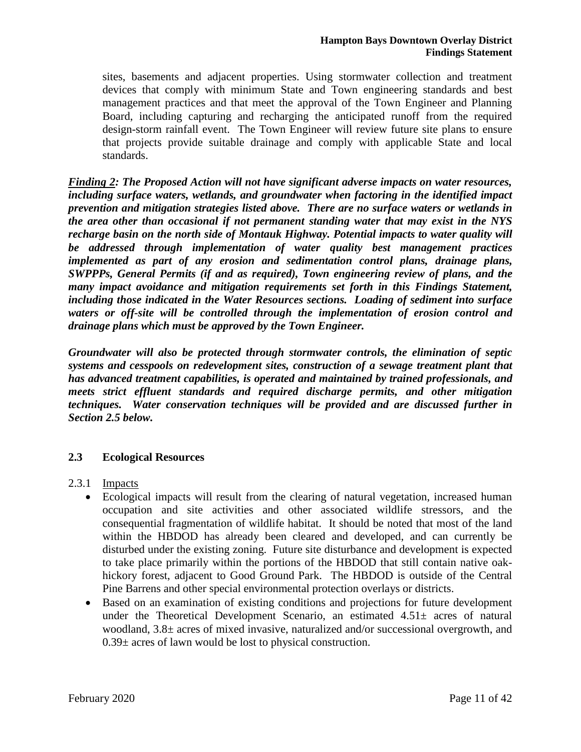sites, basements and adjacent properties. Using stormwater collection and treatment devices that comply with minimum State and Town engineering standards and best management practices and that meet the approval of the Town Engineer and Planning Board, including capturing and recharging the anticipated runoff from the required design-storm rainfall event. The Town Engineer will review future site plans to ensure that projects provide suitable drainage and comply with applicable State and local standards.

***<u>Finding 2</u>: The Proposed Action will not have significant adverse impacts on water resources, including surface waters, wetlands, and groundwater when factoring in the identified impact prevention and mitigation strategies listed above. There are no surface waters or wetlands in the area other than occasional if not permanent standing water that may exist in the NYS recharge basin on the north side of Montauk Highway. Potential impacts to water quality will be addressed through implementation of water quality best management practices implemented as part of any erosion and sedimentation control plans, drainage plans, SWPPPs, General Permits (if and as required), Town engineering review of plans, and the many impact avoidance and mitigation requirements set forth in this Findings Statement, including those indicated in the Water Resources sections. Loading of sediment into surface waters or off-site will be controlled through the implementation of erosion control and drainage plans which must be approved by the Town Engineer.***

***Groundwater will also be protected through stormwater controls, the elimination of septic systems and cesspools on redevelopment sites, construction of a sewage treatment plant that has advanced treatment capabilities, is operated and maintained by trained professionals, and meets strict effluent standards and required discharge permits, and other mitigation techniques. Water conservation techniques will be provided and are discussed further in Section 2.5 below.***

## 2.3 Ecological Resources

### 2.3.1 <u>Impacts</u>

- Ecological impacts will result from the clearing of natural vegetation, increased human occupation and site activities and other associated wildlife stressors, and the consequential fragmentation of wildlife habitat. It should be noted that most of the land within the HBDOD has already been cleared and developed, and can currently be disturbed under the existing zoning. Future site disturbance and development is expected to take place primarily within the portions of the HBDOD that still contain native oak-hickory forest, adjacent to Good Ground Park. The HBDOD is outside of the Central Pine Barrens and other special environmental protection overlays or districts.
- Based on an examination of existing conditions and projections for future development under the Theoretical Development Scenario, an estimated 4.51± acres of natural woodland, 3.8± acres of mixed invasive, naturalized and/or successional overgrowth, and 0.39± acres of lawn would be lost to physical construction.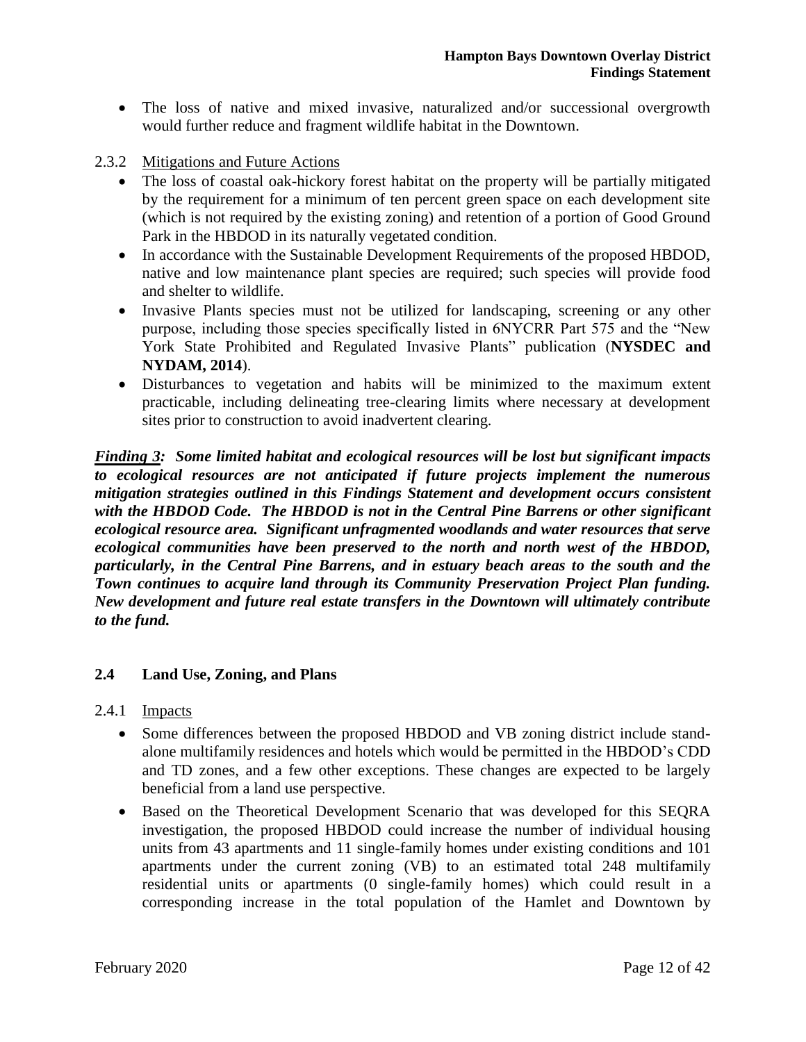- The loss of native and mixed invasive, naturalized and/or successional overgrowth would further reduce and fragment wildlife habitat in the Downtown.

2.3.2 Mitigations and Future Actions

- The loss of coastal oak-hickory forest habitat on the property will be partially mitigated by the requirement for a minimum of ten percent green space on each development site (which is not required by the existing zoning) and retention of a portion of Good Ground Park in the HBDOD in its naturally vegetated condition.
- In accordance with the Sustainable Development Requirements of the proposed HBDOD, native and low maintenance plant species are required; such species will provide food and shelter to wildlife.
- Invasive Plants species must not be utilized for landscaping, screening or any other purpose, including those species specifically listed in 6NYCRR Part 575 and the "New York State Prohibited and Regulated Invasive Plants" publication (**NYSDEC and NYDAM, 2014**).
- Disturbances to vegetation and habits will be minimized to the maximum extent practicable, including delineating tree-clearing limits where necessary at development sites prior to construction to avoid inadvertent clearing.

***Finding 3:* *Some limited habitat and ecological resources will be lost but significant impacts to ecological resources are not anticipated if future projects implement the numerous mitigation strategies outlined in this Findings Statement and development occurs consistent with the HBDOD Code. The HBDOD is not in the Central Pine Barrens or other significant ecological resource area. Significant unfragmented woodlands and water resources that serve ecological communities have been preserved to the north and north west of the HBDOD, particularly, in the Central Pine Barrens, and in estuary beach areas to the south and the Town continues to acquire land through its Community Preservation Project Plan funding. New development and future real estate transfers in the Downtown will ultimately contribute to the fund.***

## 2.4 Land Use, Zoning, and Plans

2.4.1 Impacts

- Some differences between the proposed HBDOD and VB zoning district include stand-alone multifamily residences and hotels which would be permitted in the HBDOD's CDD and TD zones, and a few other exceptions. These changes are expected to be largely beneficial from a land use perspective.
- Based on the Theoretical Development Scenario that was developed for this SEQRA investigation, the proposed HBDOD could increase the number of individual housing units from 43 apartments and 11 single-family homes under existing conditions and 101 apartments under the current zoning (VB) to an estimated total 248 multifamily residential units or apartments (0 single-family homes) which could result in a corresponding increase in the total population of the Hamlet and Downtown by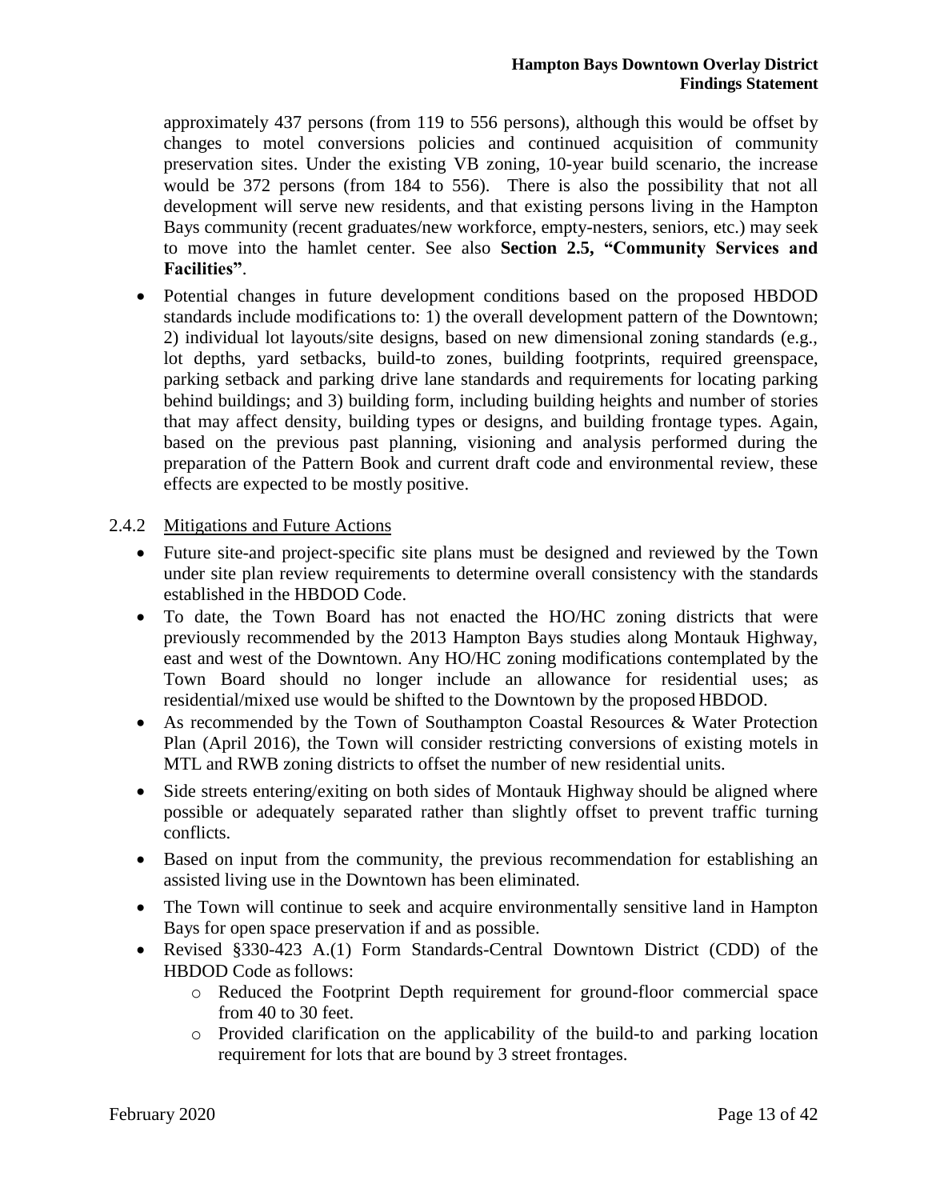approximately 437 persons (from 119 to 556 persons), although this would be offset by changes to motel conversions policies and continued acquisition of community preservation sites. Under the existing VB zoning, 10-year build scenario, the increase would be 372 persons (from 184 to 556). There is also the possibility that not all development will serve new residents, and that existing persons living in the Hampton Bays community (recent graduates/new workforce, empty-nesters, seniors, etc.) may seek to move into the hamlet center. See also **Section 2.5, "Community Services and Facilities"**.

- Potential changes in future development conditions based on the proposed HBDOD standards include modifications to: 1) the overall development pattern of the Downtown; 2) individual lot layouts/site designs, based on new dimensional zoning standards (e.g., lot depths, yard setbacks, build-to zones, building footprints, required greenspace, parking setback and parking drive lane standards and requirements for locating parking behind buildings; and 3) building form, including building heights and number of stories that may affect density, building types or designs, and building frontage types. Again, based on the previous past planning, visioning and analysis performed during the preparation of the Pattern Book and current draft code and environmental review, these effects are expected to be mostly positive.

### 2.4.2 Mitigations and Future Actions

- Future site-and project-specific site plans must be designed and reviewed by the Town under site plan review requirements to determine overall consistency with the standards established in the HBDOD Code.
- To date, the Town Board has not enacted the HO/HC zoning districts that were previously recommended by the 2013 Hampton Bays studies along Montauk Highway, east and west of the Downtown. Any HO/HC zoning modifications contemplated by the Town Board should no longer include an allowance for residential uses; as residential/mixed use would be shifted to the Downtown by the proposed HBDOD.
- As recommended by the Town of Southampton Coastal Resources & Water Protection Plan (April 2016), the Town will consider restricting conversions of existing motels in MTL and RWB zoning districts to offset the number of new residential units.
- Side streets entering/exiting on both sides of Montauk Highway should be aligned where possible or adequately separated rather than slightly offset to prevent traffic turning conflicts.
- Based on input from the community, the previous recommendation for establishing an assisted living use in the Downtown has been eliminated.
- The Town will continue to seek and acquire environmentally sensitive land in Hampton Bays for open space preservation if and as possible.
- Revised §330-423 A.(1) Form Standards-Central Downtown District (CDD) of the HBDOD Code as follows:
  - Reduced the Footprint Depth requirement for ground-floor commercial space from 40 to 30 feet.
  - Provided clarification on the applicability of the build-to and parking location requirement for lots that are bound by 3 street frontages.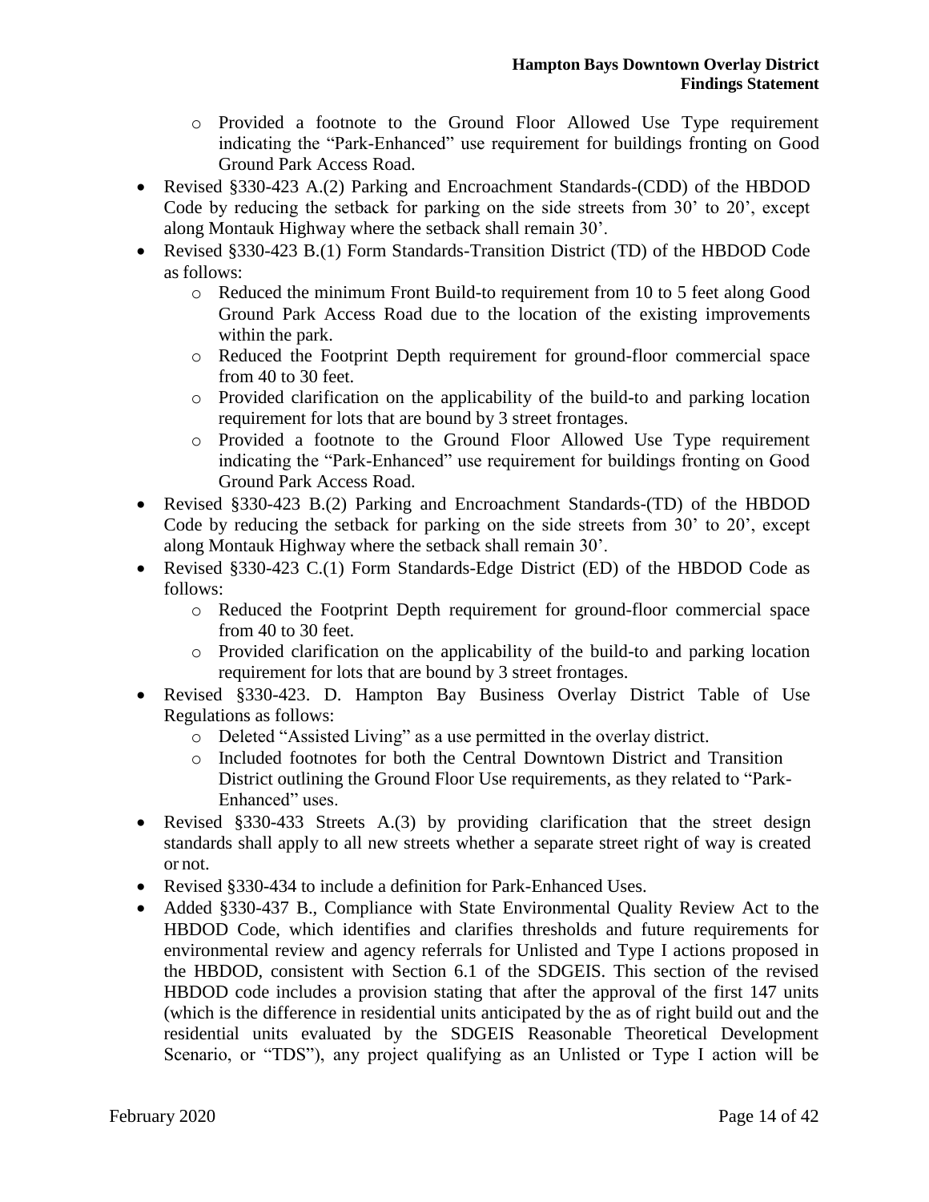- Provided a footnote to the Ground Floor Allowed Use Type requirement indicating the "Park-Enhanced" use requirement for buildings fronting on Good Ground Park Access Road.
- Revised §330-423 A.(2) Parking and Encroachment Standards-(CDD) of the HBDOD Code by reducing the setback for parking on the side streets from 30' to 20', except along Montauk Highway where the setback shall remain 30'.
- Revised §330-423 B.(1) Form Standards-Transition District (TD) of the HBDOD Code as follows:
  - Reduced the minimum Front Build-to requirement from 10 to 5 feet along Good Ground Park Access Road due to the location of the existing improvements within the park.
  - Reduced the Footprint Depth requirement for ground-floor commercial space from 40 to 30 feet.
  - Provided clarification on the applicability of the build-to and parking location requirement for lots that are bound by 3 street frontages.
  - Provided a footnote to the Ground Floor Allowed Use Type requirement indicating the "Park-Enhanced" use requirement for buildings fronting on Good Ground Park Access Road.
- Revised §330-423 B.(2) Parking and Encroachment Standards-(TD) of the HBDOD Code by reducing the setback for parking on the side streets from 30' to 20', except along Montauk Highway where the setback shall remain 30'.
- Revised §330-423 C.(1) Form Standards-Edge District (ED) of the HBDOD Code as follows:
  - Reduced the Footprint Depth requirement for ground-floor commercial space from 40 to 30 feet.
  - Provided clarification on the applicability of the build-to and parking location requirement for lots that are bound by 3 street frontages.
- Revised §330-423. D. Hampton Bay Business Overlay District Table of Use Regulations as follows:
  - Deleted "Assisted Living" as a use permitted in the overlay district.
  - Included footnotes for both the Central Downtown District and Transition District outlining the Ground Floor Use requirements, as they related to "Park-Enhanced" uses.
- Revised §330-433 Streets A.(3) by providing clarification that the street design standards shall apply to all new streets whether a separate street right of way is created or not.
- Revised §330-434 to include a definition for Park-Enhanced Uses.
- Added §330-437 B., Compliance with State Environmental Quality Review Act to the HBDOD Code, which identifies and clarifies thresholds and future requirements for environmental review and agency referrals for Unlisted and Type I actions proposed in the HBDOD, consistent with Section 6.1 of the SDGEIS. This section of the revised HBDOD code includes a provision stating that after the approval of the first 147 units (which is the difference in residential units anticipated by the as of right build out and the residential units evaluated by the SDGEIS Reasonable Theoretical Development Scenario, or "TDS"), any project qualifying as an Unlisted or Type I action will be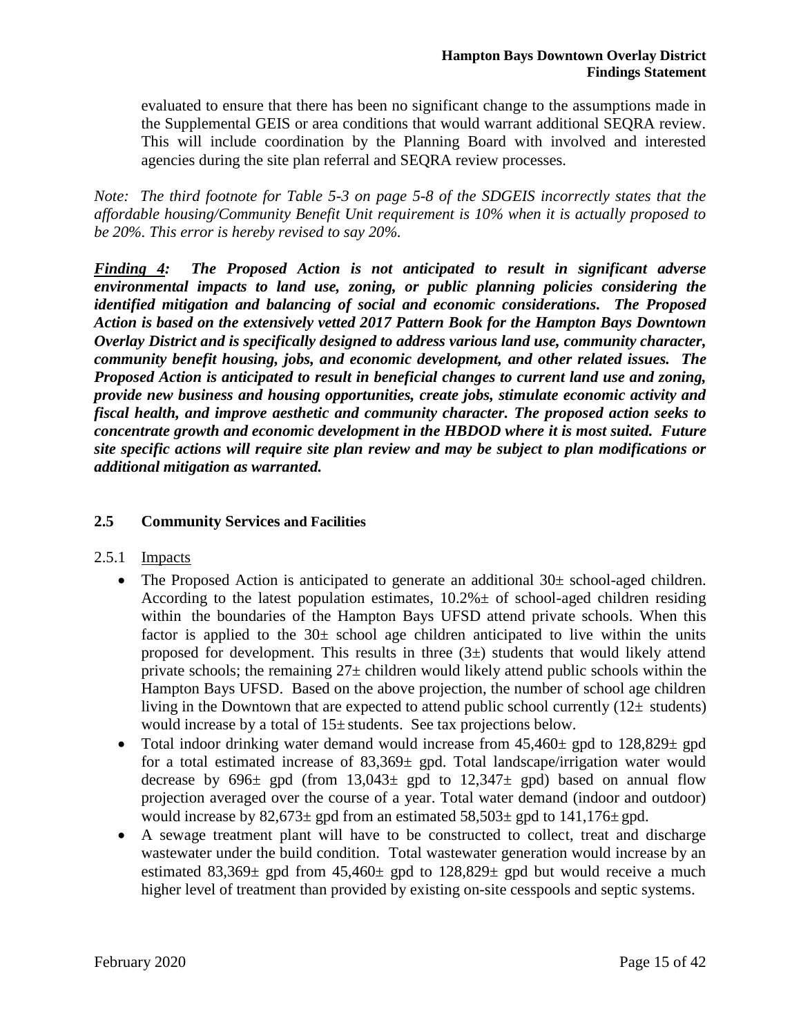evaluated to ensure that there has been no significant change to the assumptions made in the Supplemental GEIS or area conditions that would warrant additional SEQRA review. This will include coordination by the Planning Board with involved and interested agencies during the site plan referral and SEQRA review processes.

*Note: The third footnote for Table 5-3 on page 5-8 of the SDGEIS incorrectly states that the affordable housing/Community Benefit Unit requirement is 10% when it is actually proposed to be 20%. This error is hereby revised to say 20%.*

***Finding 4:*** ***The Proposed Action is not anticipated to result in significant adverse environmental impacts to land use, zoning, or public planning policies considering the identified mitigation and balancing of social and economic considerations. The Proposed Action is based on the extensively vetted 2017 Pattern Book for the Hampton Bays Downtown Overlay District and is specifically designed to address various land use, community character, community benefit housing, jobs, and economic development, and other related issues. The Proposed Action is anticipated to result in beneficial changes to current land use and zoning, provide new business and housing opportunities, create jobs, stimulate economic activity and fiscal health, and improve aesthetic and community character. The proposed action seeks to concentrate growth and economic development in the HBDOD where it is most suited. Future site specific actions will require site plan review and may be subject to plan modifications or additional mitigation as warranted.***

## 2.5 Community Services and Facilities

### 2.5.1 Impacts

- The Proposed Action is anticipated to generate an additional 30± school-aged children. According to the latest population estimates, 10.2%± of school-aged children residing within the boundaries of the Hampton Bays UFSD attend private schools. When this factor is applied to the 30± school age children anticipated to live within the units proposed for development. This results in three (3±) students that would likely attend private schools; the remaining 27± children would likely attend public schools within the Hampton Bays UFSD. Based on the above projection, the number of school age children living in the Downtown that are expected to attend public school currently (12± students) would increase by a total of 15± students. See tax projections below.
- Total indoor drinking water demand would increase from 45,460± gpd to 128,829± gpd for a total estimated increase of 83,369± gpd. Total landscape/irrigation water would decrease by 696± gpd (from 13,043± gpd to 12,347± gpd) based on annual flow projection averaged over the course of a year. Total water demand (indoor and outdoor) would increase by 82,673± gpd from an estimated 58,503± gpd to 141,176± gpd.
- A sewage treatment plant will have to be constructed to collect, treat and discharge wastewater under the build condition. Total wastewater generation would increase by an estimated 83,369± gpd from 45,460± gpd to 128,829± gpd but would receive a much higher level of treatment than provided by existing on-site cesspools and septic systems.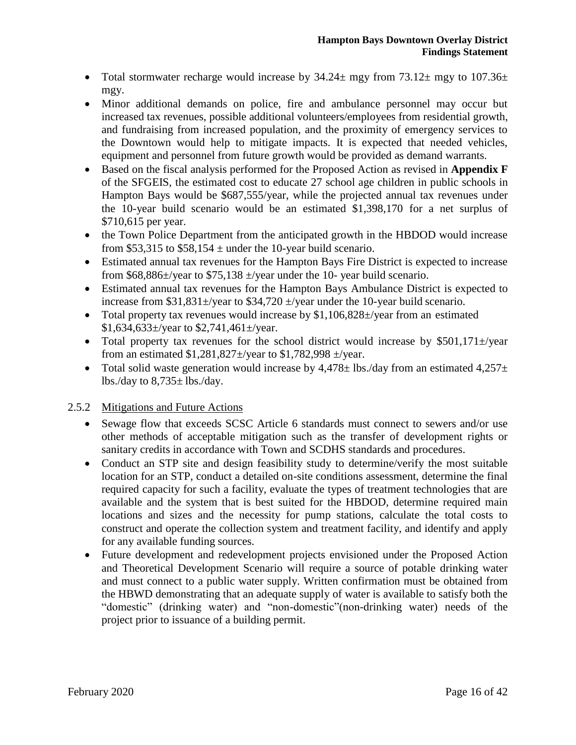- Total stormwater recharge would increase by 34.24± mgy from 73.12± mgy to 107.36± mgy.
- Minor additional demands on police, fire and ambulance personnel may occur but increased tax revenues, possible additional volunteers/employees from residential growth, and fundraising from increased population, and the proximity of emergency services to the Downtown would help to mitigate impacts. It is expected that needed vehicles, equipment and personnel from future growth would be provided as demand warrants.
- Based on the fiscal analysis performed for the Proposed Action as revised in **Appendix F** of the SFGEIS, the estimated cost to educate 27 school age children in public schools in Hampton Bays would be $687,555/year, while the projected annual tax revenues under the 10-year build scenario would be an estimated $1,398,170 for a net surplus of $710,615 per year.
- the Town Police Department from the anticipated growth in the HBDOD would increase from $53,315 to $58,154 ± under the 10-year build scenario.
- Estimated annual tax revenues for the Hampton Bays Fire District is expected to increase from $68,886±/year to $75,138 ±/year under the 10- year build scenario.
- Estimated annual tax revenues for the Hampton Bays Ambulance District is expected to increase from $31,831±/year to $34,720 ±/year under the 10-year build scenario.
- Total property tax revenues would increase by $1,106,828±/year from an estimated $1,634,633±/year to $2,741,461±/year.
- Total property tax revenues for the school district would increase by $501,171±/year from an estimated $1,281,827±/year to $1,782,998 ±/year.
- Total solid waste generation would increase by 4,478± lbs./day from an estimated 4,257± lbs./day to 8,735± lbs./day.

### 2.5.2 Mitigations and Future Actions

- Sewage flow that exceeds SCSC Article 6 standards must connect to sewers and/or use other methods of acceptable mitigation such as the transfer of development rights or sanitary credits in accordance with Town and SCDHS standards and procedures.
- Conduct an STP site and design feasibility study to determine/verify the most suitable location for an STP, conduct a detailed on-site conditions assessment, determine the final required capacity for such a facility, evaluate the types of treatment technologies that are available and the system that is best suited for the HBDOD, determine required main locations and sizes and the necessity for pump stations, calculate the total costs to construct and operate the collection system and treatment facility, and identify and apply for any available funding sources.
- Future development and redevelopment projects envisioned under the Proposed Action and Theoretical Development Scenario will require a source of potable drinking water and must connect to a public water supply. Written confirmation must be obtained from the HBWD demonstrating that an adequate supply of water is available to satisfy both the "domestic" (drinking water) and "non-domestic"(non-drinking water) needs of the project prior to issuance of a building permit.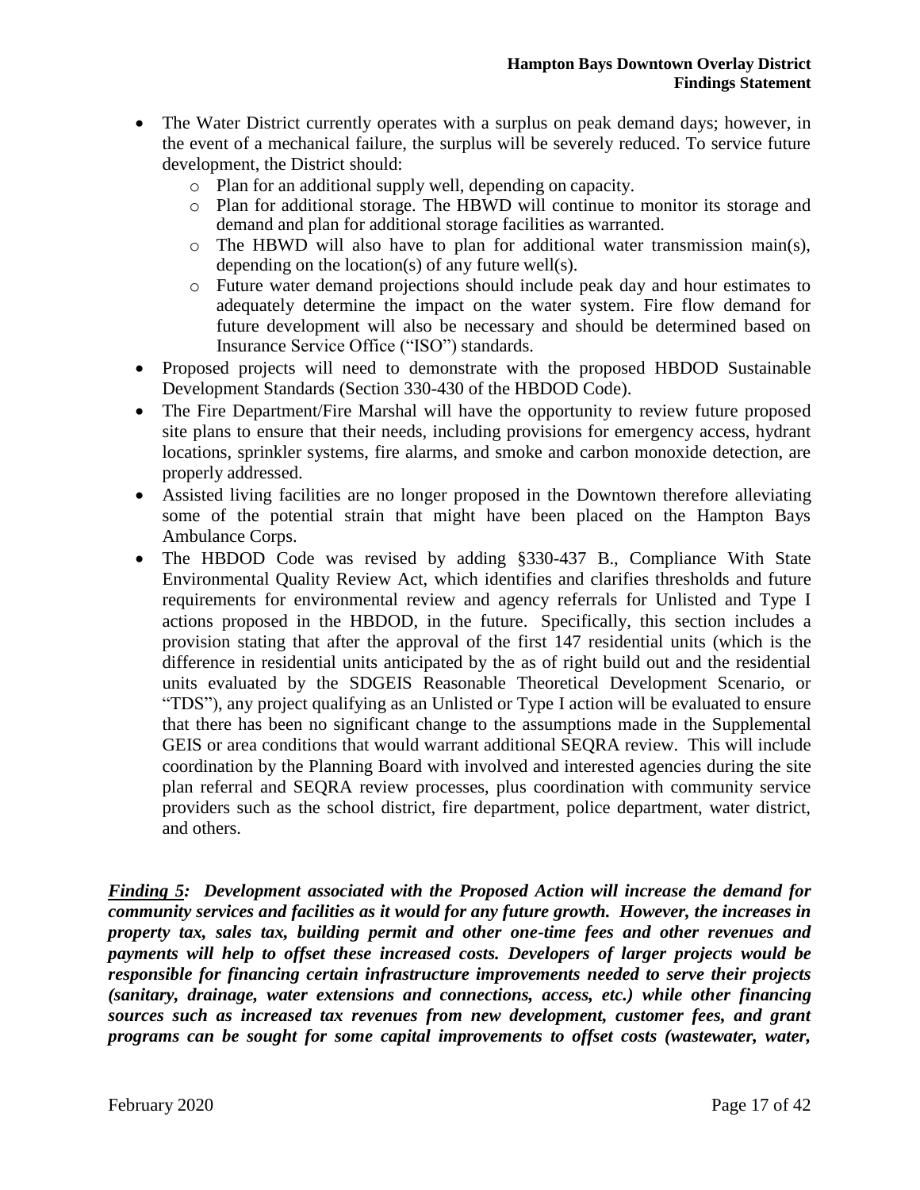- The Water District currently operates with a surplus on peak demand days; however, in the event of a mechanical failure, the surplus will be severely reduced. To service future development, the District should:
  - Plan for an additional supply well, depending on capacity.
  - Plan for additional storage. The HBWD will continue to monitor its storage and demand and plan for additional storage facilities as warranted.
  - The HBWD will also have to plan for additional water transmission main(s), depending on the location(s) of any future well(s).
  - Future water demand projections should include peak day and hour estimates to adequately determine the impact on the water system. Fire flow demand for future development will also be necessary and should be determined based on Insurance Service Office ("ISO") standards.
- Proposed projects will need to demonstrate with the proposed HBDOD Sustainable Development Standards (Section 330-430 of the HBDOD Code).
- The Fire Department/Fire Marshal will have the opportunity to review future proposed site plans to ensure that their needs, including provisions for emergency access, hydrant locations, sprinkler systems, fire alarms, and smoke and carbon monoxide detection, are properly addressed.
- Assisted living facilities are no longer proposed in the Downtown therefore alleviating some of the potential strain that might have been placed on the Hampton Bays Ambulance Corps.
- The HBDOD Code was revised by adding §330-437 B., Compliance With State Environmental Quality Review Act, which identifies and clarifies thresholds and future requirements for environmental review and agency referrals for Unlisted and Type I actions proposed in the HBDOD, in the future. Specifically, this section includes a provision stating that after the approval of the first 147 residential units (which is the difference in residential units anticipated by the as of right build out and the residential units evaluated by the SDGEIS Reasonable Theoretical Development Scenario, or "TDS"), any project qualifying as an Unlisted or Type I action will be evaluated to ensure that there has been no significant change to the assumptions made in the Supplemental GEIS or area conditions that would warrant additional SEQRA review. This will include coordination by the Planning Board with involved and interested agencies during the site plan referral and SEQRA review processes, plus coordination with community service providers such as the school district, fire department, police department, water district, and others.

***<u>Finding 5</u>: Development associated with the Proposed Action will increase the demand for community services and facilities as it would for any future growth. However, the increases in property tax, sales tax, building permit and other one-time fees and other revenues and payments will help to offset these increased costs. Developers of larger projects would be responsible for financing certain infrastructure improvements needed to serve their projects (sanitary, drainage, water extensions and connections, access, etc.) while other financing sources such as increased tax revenues from new development, customer fees, and grant programs can be sought for some capital improvements to offset costs (wastewater, water,***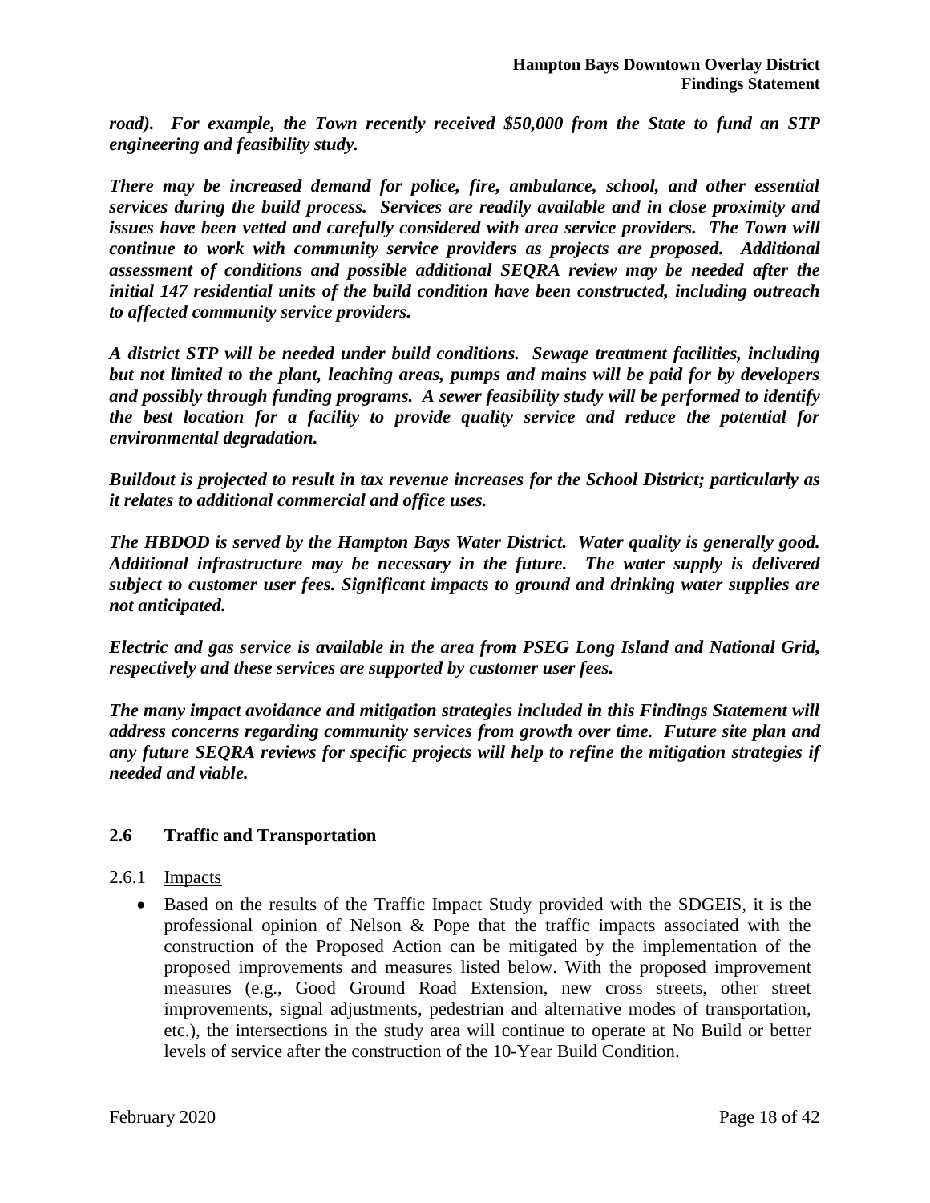***road). For example, the Town recently received $50,000 from the State to fund an STP engineering and feasibility study.***

***There may be increased demand for police, fire, ambulance, school, and other essential services during the build process. Services are readily available and in close proximity and issues have been vetted and carefully considered with area service providers. The Town will continue to work with community service providers as projects are proposed. Additional assessment of conditions and possible additional SEQRA review may be needed after the initial 147 residential units of the build condition have been constructed, including outreach to affected community service providers.***

***A district STP will be needed under build conditions. Sewage treatment facilities, including but not limited to the plant, leaching areas, pumps and mains will be paid for by developers and possibly through funding programs. A sewer feasibility study will be performed to identify the best location for a facility to provide quality service and reduce the potential for environmental degradation.***

***Buildout is projected to result in tax revenue increases for the School District; particularly as it relates to additional commercial and office uses.***

***The HBDOD is served by the Hampton Bays Water District. Water quality is generally good. Additional infrastructure may be necessary in the future. The water supply is delivered subject to customer user fees. Significant impacts to ground and drinking water supplies are not anticipated.***

***Electric and gas service is available in the area from PSEG Long Island and National Grid, respectively and these services are supported by customer user fees.***

***The many impact avoidance and mitigation strategies included in this Findings Statement will address concerns regarding community services from growth over time. Future site plan and any future SEQRA reviews for specific projects will help to refine the mitigation strategies if needed and viable.***

## 2.6 Traffic and Transportation

### 2.6.1 Impacts

- Based on the results of the Traffic Impact Study provided with the SDGEIS, it is the professional opinion of Nelson & Pope that the traffic impacts associated with the construction of the Proposed Action can be mitigated by the implementation of the proposed improvements and measures listed below. With the proposed improvement measures (e.g., Good Ground Road Extension, new cross streets, other street improvements, signal adjustments, pedestrian and alternative modes of transportation, etc.), the intersections in the study area will continue to operate at No Build or better levels of service after the construction of the 10-Year Build Condition.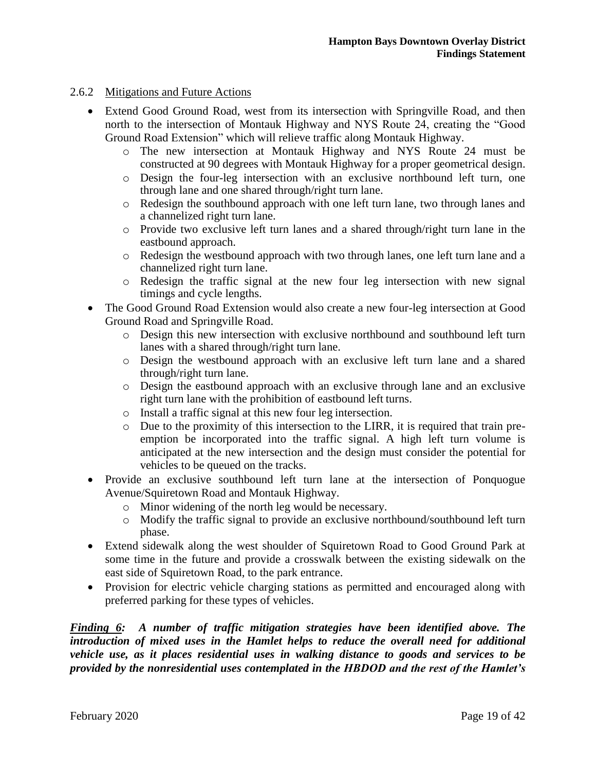### 2.6.2 Mitigations and Future Actions

- Extend Good Ground Road, west from its intersection with Springville Road, and then north to the intersection of Montauk Highway and NYS Route 24, creating the "Good Ground Road Extension" which will relieve traffic along Montauk Highway.
  - The new intersection at Montauk Highway and NYS Route 24 must be constructed at 90 degrees with Montauk Highway for a proper geometrical design.
  - Design the four-leg intersection with an exclusive northbound left turn, one through lane and one shared through/right turn lane.
  - Redesign the southbound approach with one left turn lane, two through lanes and a channelized right turn lane.
  - Provide two exclusive left turn lanes and a shared through/right turn lane in the eastbound approach.
  - Redesign the westbound approach with two through lanes, one left turn lane and a channelized right turn lane.
  - Redesign the traffic signal at the new four leg intersection with new signal timings and cycle lengths.
- The Good Ground Road Extension would also create a new four-leg intersection at Good Ground Road and Springville Road.
  - Design this new intersection with exclusive northbound and southbound left turn lanes with a shared through/right turn lane.
  - Design the westbound approach with an exclusive left turn lane and a shared through/right turn lane.
  - Design the eastbound approach with an exclusive through lane and an exclusive right turn lane with the prohibition of eastbound left turns.
  - Install a traffic signal at this new four leg intersection.
  - Due to the proximity of this intersection to the LIRR, it is required that train pre-emption be incorporated into the traffic signal. A high left turn volume is anticipated at the new intersection and the design must consider the potential for vehicles to be queued on the tracks.
- Provide an exclusive southbound left turn lane at the intersection of Ponquogue Avenue/Squiretown Road and Montauk Highway.
  - Minor widening of the north leg would be necessary.
  - Modify the traffic signal to provide an exclusive northbound/southbound left turn phase.
- Extend sidewalk along the west shoulder of Squiretown Road to Good Ground Park at some time in the future and provide a crosswalk between the existing sidewalk on the east side of Squiretown Road, to the park entrance.
- Provision for electric vehicle charging stations as permitted and encouraged along with preferred parking for these types of vehicles.

***<u>Finding 6</u>: A number of traffic mitigation strategies have been identified above. The introduction of mixed uses in the Hamlet helps to reduce the overall need for additional vehicle use, as it places residential uses in walking distance to goods and services to be provided by the nonresidential uses contemplated in the HBDOD and the rest of the Hamlet's***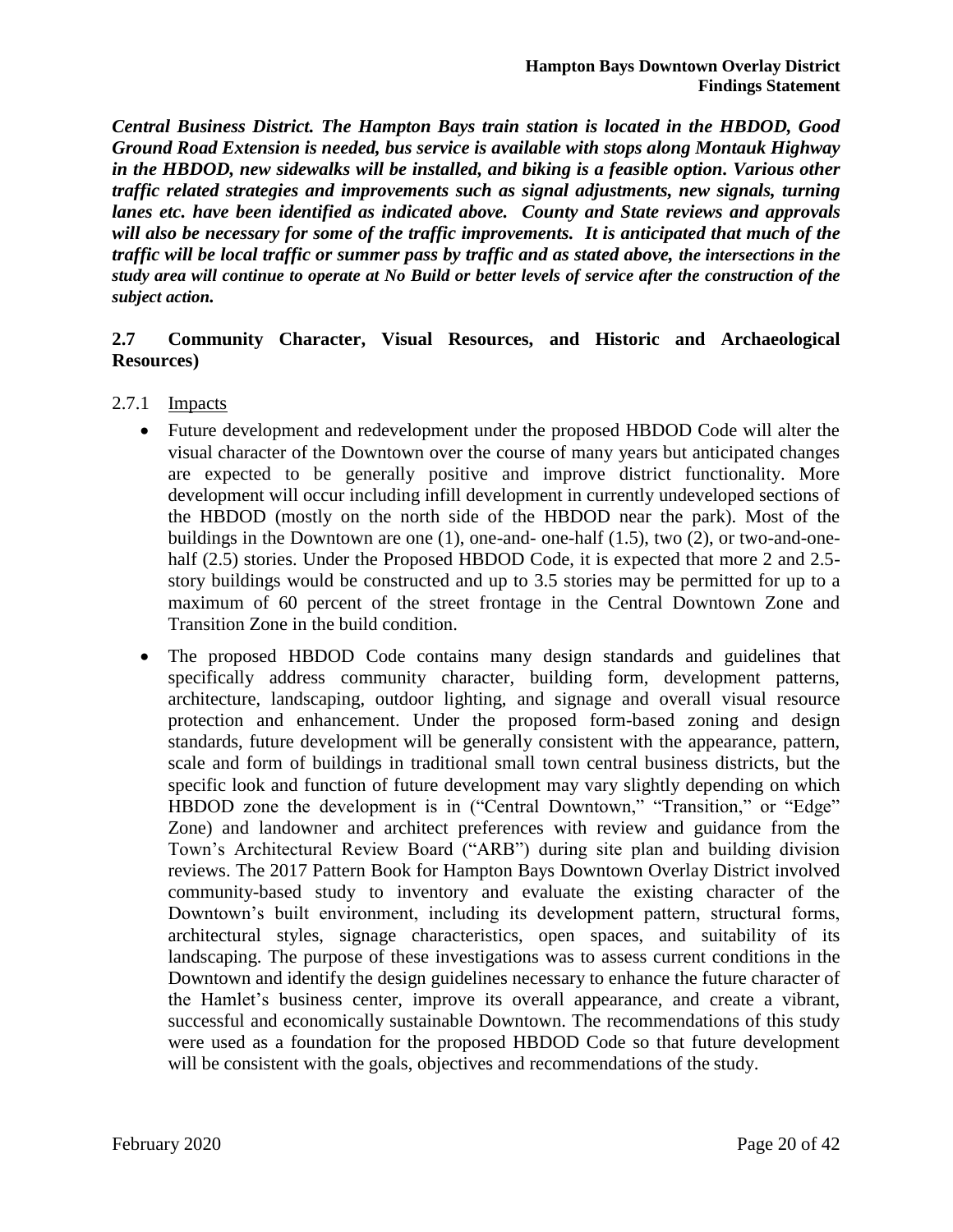***Central Business District. The Hampton Bays train station is located in the HBDOD, Good Ground Road Extension is needed, bus service is available with stops along Montauk Highway in the HBDOD, new sidewalks will be installed, and biking is a feasible option. Various other traffic related strategies and improvements such as signal adjustments, new signals, turning lanes etc. have been identified as indicated above. County and State reviews and approvals will also be necessary for some of the traffic improvements. It is anticipated that much of the traffic will be local traffic or summer pass by traffic and as stated above, the intersections in the study area will continue to operate at No Build or better levels of service after the construction of the subject action.***

## 2.7 Community Character, Visual Resources, and Historic and Archaeological Resources)

### 2.7.1 Impacts

- Future development and redevelopment under the proposed HBDOD Code will alter the visual character of the Downtown over the course of many years but anticipated changes are expected to be generally positive and improve district functionality. More development will occur including infill development in currently undeveloped sections of the HBDOD (mostly on the north side of the HBDOD near the park). Most of the buildings in the Downtown are one (1), one-and- one-half (1.5), two (2), or two-and-one-half (2.5) stories. Under the Proposed HBDOD Code, it is expected that more 2 and 2.5-story buildings would be constructed and up to 3.5 stories may be permitted for up to a maximum of 60 percent of the street frontage in the Central Downtown Zone and Transition Zone in the build condition.
- The proposed HBDOD Code contains many design standards and guidelines that specifically address community character, building form, development patterns, architecture, landscaping, outdoor lighting, and signage and overall visual resource protection and enhancement. Under the proposed form-based zoning and design standards, future development will be generally consistent with the appearance, pattern, scale and form of buildings in traditional small town central business districts, but the specific look and function of future development may vary slightly depending on which HBDOD zone the development is in ("Central Downtown," "Transition," or "Edge" Zone) and landowner and architect preferences with review and guidance from the Town's Architectural Review Board ("ARB") during site plan and building division reviews. The 2017 Pattern Book for Hampton Bays Downtown Overlay District involved community-based study to inventory and evaluate the existing character of the Downtown's built environment, including its development pattern, structural forms, architectural styles, signage characteristics, open spaces, and suitability of its landscaping. The purpose of these investigations was to assess current conditions in the Downtown and identify the design guidelines necessary to enhance the future character of the Hamlet's business center, improve its overall appearance, and create a vibrant, successful and economically sustainable Downtown. The recommendations of this study were used as a foundation for the proposed HBDOD Code so that future development will be consistent with the goals, objectives and recommendations of the study.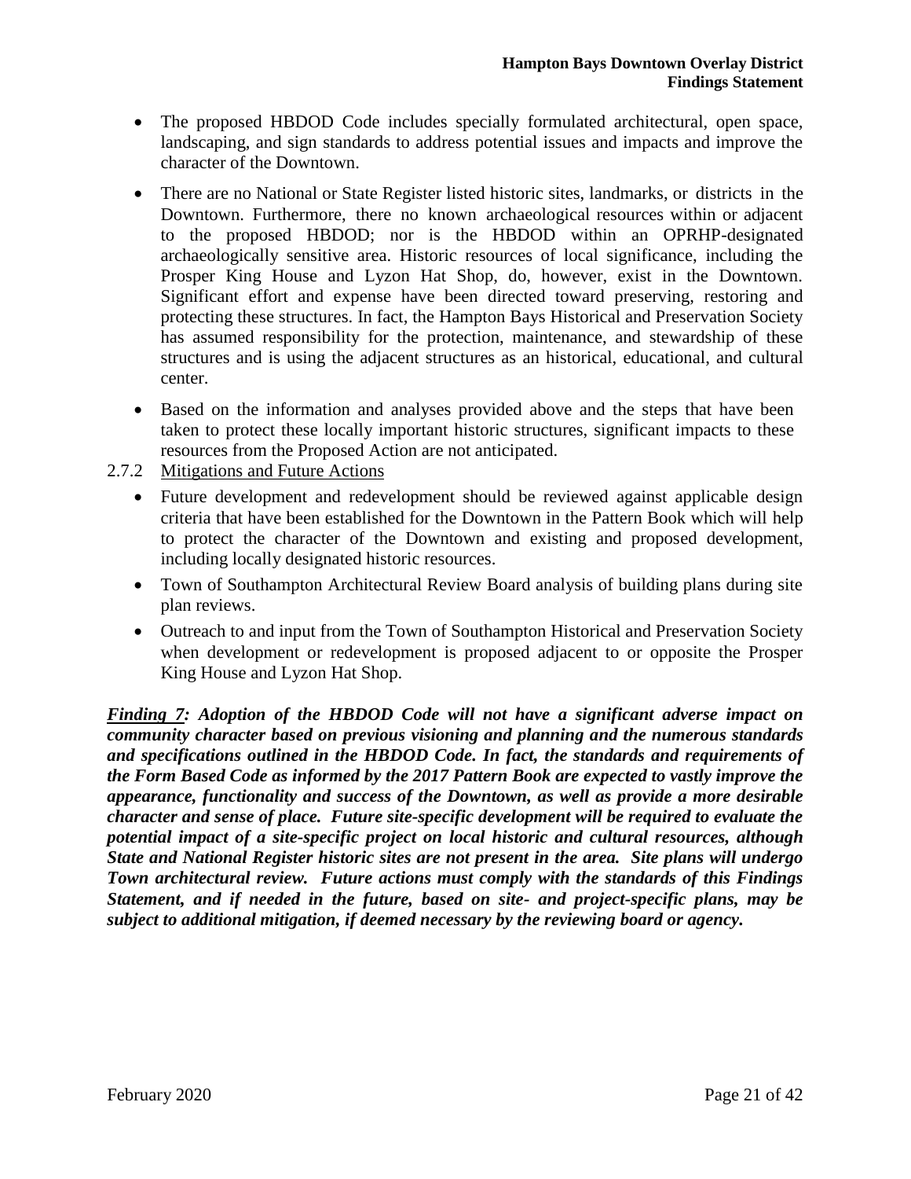- The proposed HBDOD Code includes specially formulated architectural, open space, landscaping, and sign standards to address potential issues and impacts and improve the character of the Downtown.
- There are no National or State Register listed historic sites, landmarks, or districts in the Downtown. Furthermore, there no known archaeological resources within or adjacent to the proposed HBDOD; nor is the HBDOD within an OPRHP-designated archaeologically sensitive area. Historic resources of local significance, including the Prosper King House and Lyzon Hat Shop, do, however, exist in the Downtown. Significant effort and expense have been directed toward preserving, restoring and protecting these structures. In fact, the Hampton Bays Historical and Preservation Society has assumed responsibility for the protection, maintenance, and stewardship of these structures and is using the adjacent structures as an historical, educational, and cultural center.
- Based on the information and analyses provided above and the steps that have been taken to protect these locally important historic structures, significant impacts to these resources from the Proposed Action are not anticipated.

### 2.7.2 Mitigations and Future Actions

- Future development and redevelopment should be reviewed against applicable design criteria that have been established for the Downtown in the Pattern Book which will help to protect the character of the Downtown and existing and proposed development, including locally designated historic resources.
- Town of Southampton Architectural Review Board analysis of building plans during site plan reviews.
- Outreach to and input from the Town of Southampton Historical and Preservation Society when development or redevelopment is proposed adjacent to or opposite the Prosper King House and Lyzon Hat Shop.

***Finding 7: Adoption of the HBDOD Code will not have a significant adverse impact on community character based on previous visioning and planning and the numerous standards and specifications outlined in the HBDOD Code. In fact, the standards and requirements of the Form Based Code as informed by the 2017 Pattern Book are expected to vastly improve the appearance, functionality and success of the Downtown, as well as provide a more desirable character and sense of place. Future site-specific development will be required to evaluate the potential impact of a site-specific project on local historic and cultural resources, although State and National Register historic sites are not present in the area. Site plans will undergo Town architectural review. Future actions must comply with the standards of this Findings Statement, and if needed in the future, based on site- and project-specific plans, may be subject to additional mitigation, if deemed necessary by the reviewing board or agency.***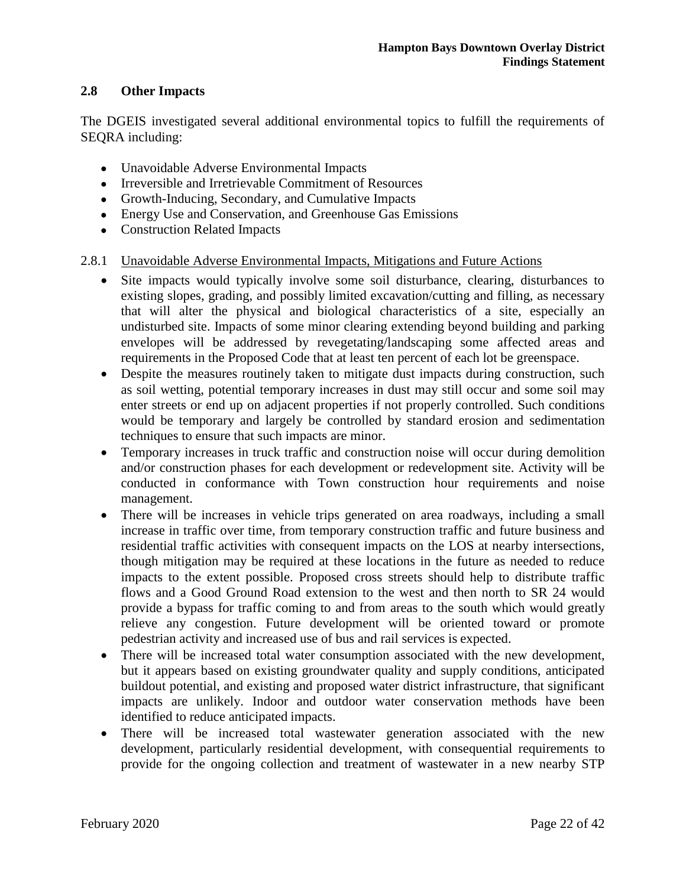## 2.8 Other Impacts

The DGEIS investigated several additional environmental topics to fulfill the requirements of SEQRA including:

- Unavoidable Adverse Environmental Impacts
- Irreversible and Irretrievable Commitment of Resources
- Growth-Inducing, Secondary, and Cumulative Impacts
- Energy Use and Conservation, and Greenhouse Gas Emissions
- Construction Related Impacts

### 2.8.1 Unavoidable Adverse Environmental Impacts, Mitigations and Future Actions

- Site impacts would typically involve some soil disturbance, clearing, disturbances to existing slopes, grading, and possibly limited excavation/cutting and filling, as necessary that will alter the physical and biological characteristics of a site, especially an undisturbed site. Impacts of some minor clearing extending beyond building and parking envelopes will be addressed by revegetating/landscaping some affected areas and requirements in the Proposed Code that at least ten percent of each lot be greenspace.
- Despite the measures routinely taken to mitigate dust impacts during construction, such as soil wetting, potential temporary increases in dust may still occur and some soil may enter streets or end up on adjacent properties if not properly controlled. Such conditions would be temporary and largely be controlled by standard erosion and sedimentation techniques to ensure that such impacts are minor.
- Temporary increases in truck traffic and construction noise will occur during demolition and/or construction phases for each development or redevelopment site. Activity will be conducted in conformance with Town construction hour requirements and noise management.
- There will be increases in vehicle trips generated on area roadways, including a small increase in traffic over time, from temporary construction traffic and future business and residential traffic activities with consequent impacts on the LOS at nearby intersections, though mitigation may be required at these locations in the future as needed to reduce impacts to the extent possible. Proposed cross streets should help to distribute traffic flows and a Good Ground Road extension to the west and then north to SR 24 would provide a bypass for traffic coming to and from areas to the south which would greatly relieve any congestion. Future development will be oriented toward or promote pedestrian activity and increased use of bus and rail services is expected.
- There will be increased total water consumption associated with the new development, but it appears based on existing groundwater quality and supply conditions, anticipated buildout potential, and existing and proposed water district infrastructure, that significant impacts are unlikely. Indoor and outdoor water conservation methods have been identified to reduce anticipated impacts.
- There will be increased total wastewater generation associated with the new development, particularly residential development, with consequential requirements to provide for the ongoing collection and treatment of wastewater in a new nearby STP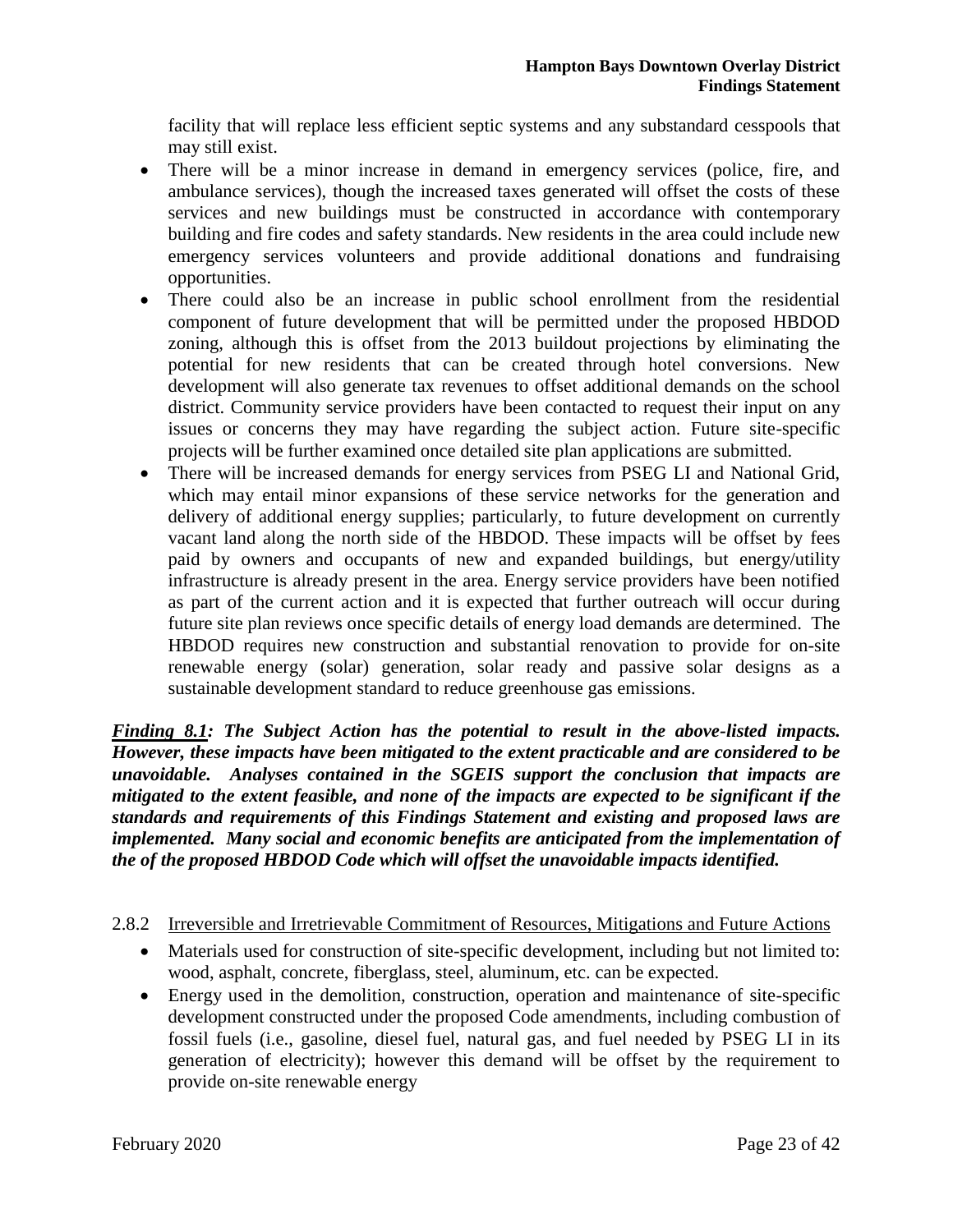facility that will replace less efficient septic systems and any substandard cesspools that may still exist.

- There will be a minor increase in demand in emergency services (police, fire, and ambulance services), though the increased taxes generated will offset the costs of these services and new buildings must be constructed in accordance with contemporary building and fire codes and safety standards. New residents in the area could include new emergency services volunteers and provide additional donations and fundraising opportunities.
- There could also be an increase in public school enrollment from the residential component of future development that will be permitted under the proposed HBDOD zoning, although this is offset from the 2013 buildout projections by eliminating the potential for new residents that can be created through hotel conversions. New development will also generate tax revenues to offset additional demands on the school district. Community service providers have been contacted to request their input on any issues or concerns they may have regarding the subject action. Future site-specific projects will be further examined once detailed site plan applications are submitted.
- There will be increased demands for energy services from PSEG LI and National Grid, which may entail minor expansions of these service networks for the generation and delivery of additional energy supplies; particularly, to future development on currently vacant land along the north side of the HBDOD. These impacts will be offset by fees paid by owners and occupants of new and expanded buildings, but energy/utility infrastructure is already present in the area. Energy service providers have been notified as part of the current action and it is expected that further outreach will occur during future site plan reviews once specific details of energy load demands are determined. The HBDOD requires new construction and substantial renovation to provide for on-site renewable energy (solar) generation, solar ready and passive solar designs as a sustainable development standard to reduce greenhouse gas emissions.

***<u>Finding 8.1</u>: The Subject Action has the potential to result in the above-listed impacts. However, these impacts have been mitigated to the extent practicable and are considered to be unavoidable. Analyses contained in the SGEIS support the conclusion that impacts are mitigated to the extent feasible, and none of the impacts are expected to be significant if the standards and requirements of this Findings Statement and existing and proposed laws are implemented. Many social and economic benefits are anticipated from the implementation of the of the proposed HBDOD Code which will offset the unavoidable impacts identified.***

### 2.8.2 <u>Irreversible and Irretrievable Commitment of Resources, Mitigations and Future Actions</u>

- Materials used for construction of site-specific development, including but not limited to: wood, asphalt, concrete, fiberglass, steel, aluminum, etc. can be expected.
- Energy used in the demolition, construction, operation and maintenance of site-specific development constructed under the proposed Code amendments, including combustion of fossil fuels (i.e., gasoline, diesel fuel, natural gas, and fuel needed by PSEG LI in its generation of electricity); however this demand will be offset by the requirement to provide on-site renewable energy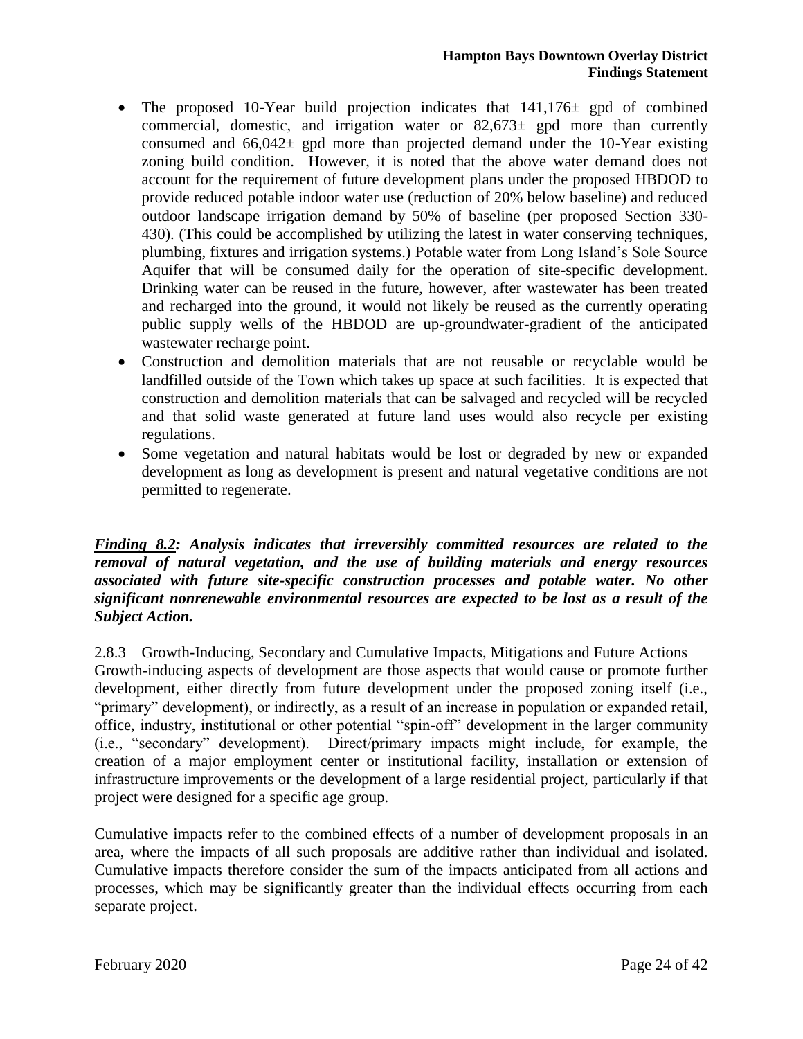- The proposed 10-Year build projection indicates that 141,176± gpd of combined commercial, domestic, and irrigation water or 82,673± gpd more than currently consumed and 66,042± gpd more than projected demand under the 10-Year existing zoning build condition. However, it is noted that the above water demand does not account for the requirement of future development plans under the proposed HBDOD to provide reduced potable indoor water use (reduction of 20% below baseline) and reduced outdoor landscape irrigation demand by 50% of baseline (per proposed Section 330-430). (This could be accomplished by utilizing the latest in water conserving techniques, plumbing, fixtures and irrigation systems.) Potable water from Long Island's Sole Source Aquifer that will be consumed daily for the operation of site-specific development. Drinking water can be reused in the future, however, after wastewater has been treated and recharged into the ground, it would not likely be reused as the currently operating public supply wells of the HBDOD are up-groundwater-gradient of the anticipated wastewater recharge point.
- Construction and demolition materials that are not reusable or recyclable would be landfilled outside of the Town which takes up space at such facilities. It is expected that construction and demolition materials that can be salvaged and recycled will be recycled and that solid waste generated at future land uses would also recycle per existing regulations.
- Some vegetation and natural habitats would be lost or degraded by new or expanded development as long as development is present and natural vegetative conditions are not permitted to regenerate.

***<u>Finding 8.2</u>: Analysis indicates that irreversibly committed resources are related to the removal of natural vegetation, and the use of building materials and energy resources associated with future site-specific construction processes and potable water. No other significant nonrenewable environmental resources are expected to be lost as a result of the Subject Action.***

### 2.8.3 Growth-Inducing, Secondary and Cumulative Impacts, Mitigations and Future Actions

Growth-inducing aspects of development are those aspects that would cause or promote further development, either directly from future development under the proposed zoning itself (i.e., "primary" development), or indirectly, as a result of an increase in population or expanded retail, office, industry, institutional or other potential "spin-off" development in the larger community (i.e., "secondary" development). Direct/primary impacts might include, for example, the creation of a major employment center or institutional facility, installation or extension of infrastructure improvements or the development of a large residential project, particularly if that project were designed for a specific age group.

Cumulative impacts refer to the combined effects of a number of development proposals in an area, where the impacts of all such proposals are additive rather than individual and isolated. Cumulative impacts therefore consider the sum of the impacts anticipated from all actions and processes, which may be significantly greater than the individual effects occurring from each separate project.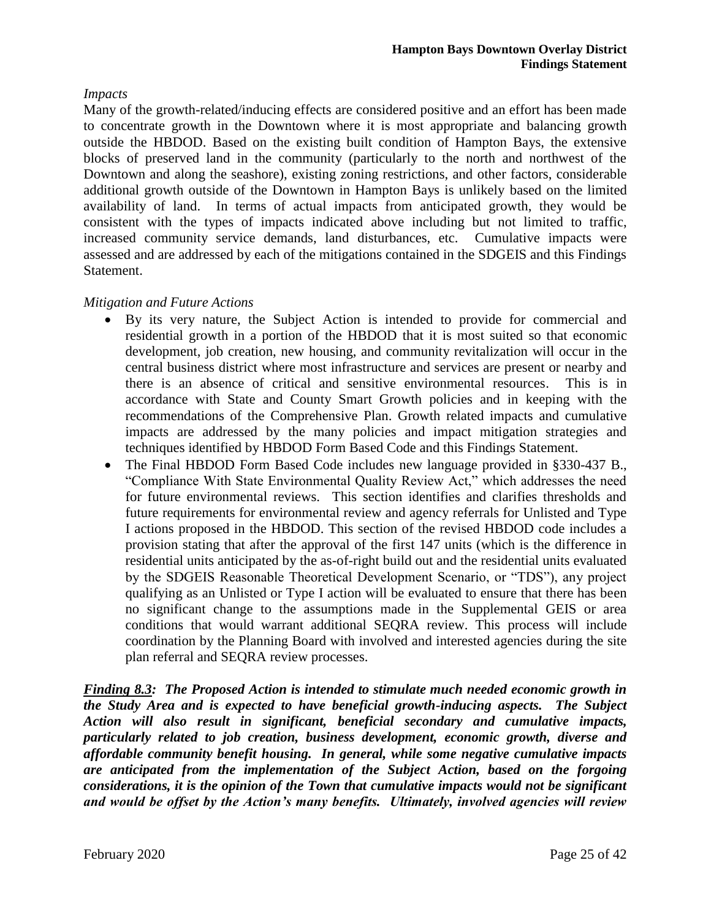*Impacts*

Many of the growth-related/inducing effects are considered positive and an effort has been made to concentrate growth in the Downtown where it is most appropriate and balancing growth outside the HBDOD. Based on the existing built condition of Hampton Bays, the extensive blocks of preserved land in the community (particularly to the north and northwest of the Downtown and along the seashore), existing zoning restrictions, and other factors, considerable additional growth outside of the Downtown in Hampton Bays is unlikely based on the limited availability of land. In terms of actual impacts from anticipated growth, they would be consistent with the types of impacts indicated above including but not limited to traffic, increased community service demands, land disturbances, etc. Cumulative impacts were assessed and are addressed by each of the mitigations contained in the SDGEIS and this Findings Statement.

*Mitigation and Future Actions*

- By its very nature, the Subject Action is intended to provide for commercial and residential growth in a portion of the HBDOD that it is most suited so that economic development, job creation, new housing, and community revitalization will occur in the central business district where most infrastructure and services are present or nearby and there is an absence of critical and sensitive environmental resources. This is in accordance with State and County Smart Growth policies and in keeping with the recommendations of the Comprehensive Plan. Growth related impacts and cumulative impacts are addressed by the many policies and impact mitigation strategies and techniques identified by HBDOD Form Based Code and this Findings Statement.
- The Final HBDOD Form Based Code includes new language provided in §330-437 B., "Compliance With State Environmental Quality Review Act," which addresses the need for future environmental reviews. This section identifies and clarifies thresholds and future requirements for environmental review and agency referrals for Unlisted and Type I actions proposed in the HBDOD. This section of the revised HBDOD code includes a provision stating that after the approval of the first 147 units (which is the difference in residential units anticipated by the as-of-right build out and the residential units evaluated by the SDGEIS Reasonable Theoretical Development Scenario, or "TDS"), any project qualifying as an Unlisted or Type I action will be evaluated to ensure that there has been no significant change to the assumptions made in the Supplemental GEIS or area conditions that would warrant additional SEQRA review. This process will include coordination by the Planning Board with involved and interested agencies during the site plan referral and SEQRA review processes.

***Finding 8.3:** The Proposed Action is intended to stimulate much needed economic growth in the Study Area and is expected to have beneficial growth-inducing aspects. The Subject Action will also result in significant, beneficial secondary and cumulative impacts, particularly related to job creation, business development, economic growth, diverse and affordable community benefit housing. In general, while some negative cumulative impacts are anticipated from the implementation of the Subject Action, based on the forgoing considerations, it is the opinion of the Town that cumulative impacts would not be significant and would be offset by the Action's many benefits. Ultimately, involved agencies will review*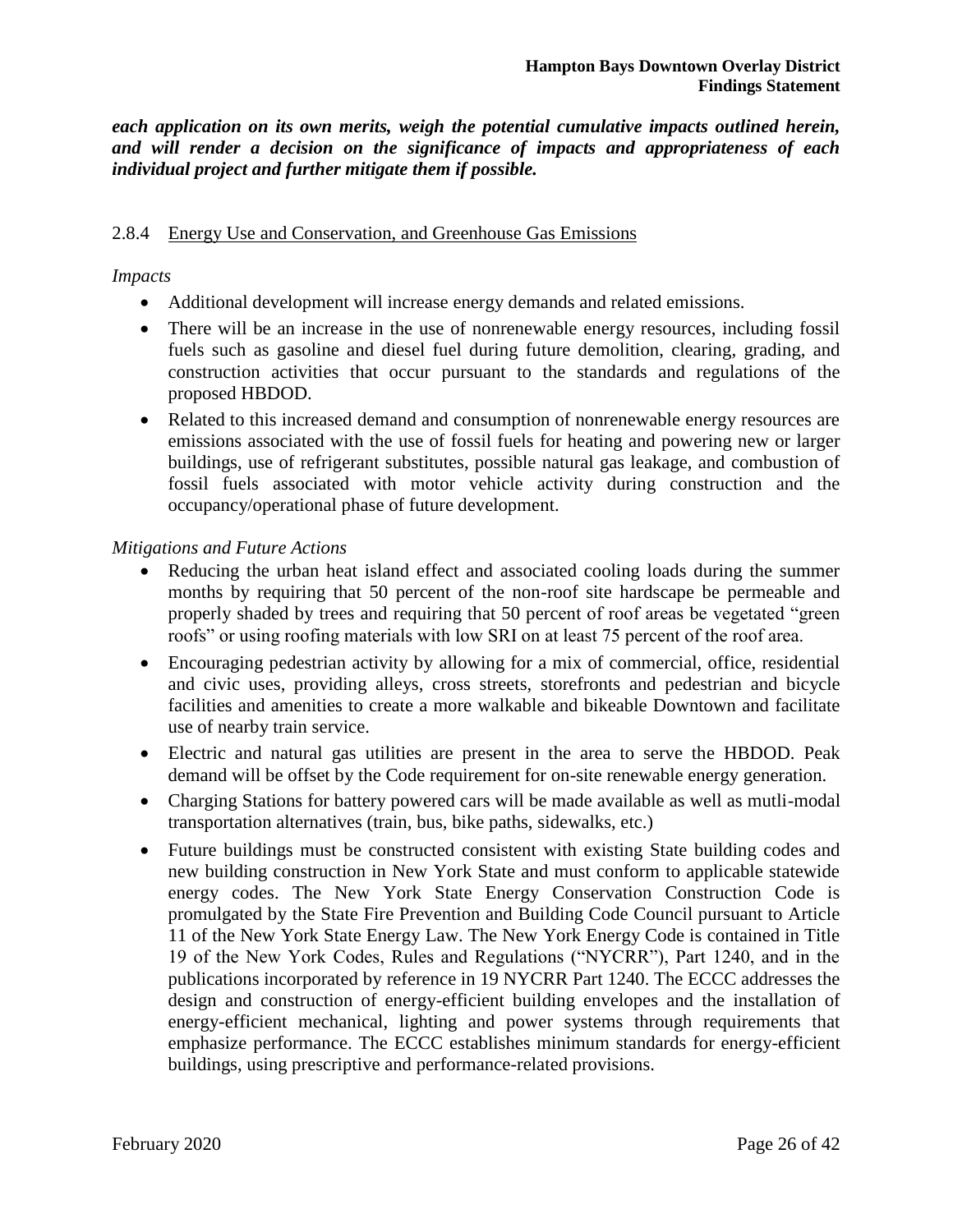***each application on its own merits, weigh the potential cumulative impacts outlined herein, and will render a decision on the significance of impacts and appropriateness of each individual project and further mitigate them if possible.***

### 2.8.4 Energy Use and Conservation, and Greenhouse Gas Emissions

*Impacts*

- Additional development will increase energy demands and related emissions.
- There will be an increase in the use of nonrenewable energy resources, including fossil fuels such as gasoline and diesel fuel during future demolition, clearing, grading, and construction activities that occur pursuant to the standards and regulations of the proposed HBDOD.
- Related to this increased demand and consumption of nonrenewable energy resources are emissions associated with the use of fossil fuels for heating and powering new or larger buildings, use of refrigerant substitutes, possible natural gas leakage, and combustion of fossil fuels associated with motor vehicle activity during construction and the occupancy/operational phase of future development.

*Mitigations and Future Actions*

- Reducing the urban heat island effect and associated cooling loads during the summer months by requiring that 50 percent of the non-roof site hardscape be permeable and properly shaded by trees and requiring that 50 percent of roof areas be vegetated "green roofs" or using roofing materials with low SRI on at least 75 percent of the roof area.
- Encouraging pedestrian activity by allowing for a mix of commercial, office, residential and civic uses, providing alleys, cross streets, storefronts and pedestrian and bicycle facilities and amenities to create a more walkable and bikeable Downtown and facilitate use of nearby train service.
- Electric and natural gas utilities are present in the area to serve the HBDOD. Peak demand will be offset by the Code requirement for on-site renewable energy generation.
- Charging Stations for battery powered cars will be made available as well as mutli-modal transportation alternatives (train, bus, bike paths, sidewalks, etc.)
- Future buildings must be constructed consistent with existing State building codes and new building construction in New York State and must conform to applicable statewide energy codes. The New York State Energy Conservation Construction Code is promulgated by the State Fire Prevention and Building Code Council pursuant to Article 11 of the New York State Energy Law. The New York Energy Code is contained in Title 19 of the New York Codes, Rules and Regulations ("NYCRR"), Part 1240, and in the publications incorporated by reference in 19 NYCRR Part 1240. The ECCC addresses the design and construction of energy-efficient building envelopes and the installation of energy-efficient mechanical, lighting and power systems through requirements that emphasize performance. The ECCC establishes minimum standards for energy-efficient buildings, using prescriptive and performance-related provisions.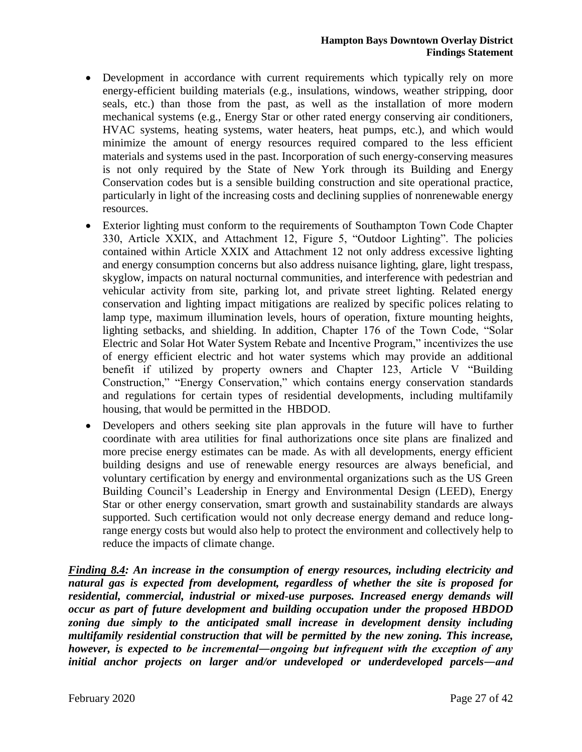- Development in accordance with current requirements which typically rely on more energy-efficient building materials (e.g., insulations, windows, weather stripping, door seals, etc.) than those from the past, as well as the installation of more modern mechanical systems (e.g., Energy Star or other rated energy conserving air conditioners, HVAC systems, heating systems, water heaters, heat pumps, etc.), and which would minimize the amount of energy resources required compared to the less efficient materials and systems used in the past. Incorporation of such energy-conserving measures is not only required by the State of New York through its Building and Energy Conservation codes but is a sensible building construction and site operational practice, particularly in light of the increasing costs and declining supplies of nonrenewable energy resources.
- Exterior lighting must conform to the requirements of Southampton Town Code Chapter 330, Article XXIX, and Attachment 12, Figure 5, "Outdoor Lighting". The policies contained within Article XXIX and Attachment 12 not only address excessive lighting and energy consumption concerns but also address nuisance lighting, glare, light trespass, skyglow, impacts on natural nocturnal communities, and interference with pedestrian and vehicular activity from site, parking lot, and private street lighting. Related energy conservation and lighting impact mitigations are realized by specific polices relating to lamp type, maximum illumination levels, hours of operation, fixture mounting heights, lighting setbacks, and shielding. In addition, Chapter 176 of the Town Code, "Solar Electric and Solar Hot Water System Rebate and Incentive Program," incentivizes the use of energy efficient electric and hot water systems which may provide an additional benefit if utilized by property owners and Chapter 123, Article V "Building Construction," "Energy Conservation," which contains energy conservation standards and regulations for certain types of residential developments, including multifamily housing, that would be permitted in the HBDOD.
- Developers and others seeking site plan approvals in the future will have to further coordinate with area utilities for final authorizations once site plans are finalized and more precise energy estimates can be made. As with all developments, energy efficient building designs and use of renewable energy resources are always beneficial, and voluntary certification by energy and environmental organizations such as the US Green Building Council's Leadership in Energy and Environmental Design (LEED), Energy Star or other energy conservation, smart growth and sustainability standards are always supported. Such certification would not only decrease energy demand and reduce long-range energy costs but would also help to protect the environment and collectively help to reduce the impacts of climate change.

***<u>Finding 8.4</u>: An increase in the consumption of energy resources, including electricity and natural gas is expected from development, regardless of whether the site is proposed for residential, commercial, industrial or mixed-use purposes. Increased energy demands will occur as part of future development and building occupation under the proposed HBDOD zoning due simply to the anticipated small increase in development density including multifamily residential construction that will be permitted by the new zoning. This increase, however, is expected to be incremental—ongoing but infrequent with the exception of any initial anchor projects on larger and/or undeveloped or underdeveloped parcels—and***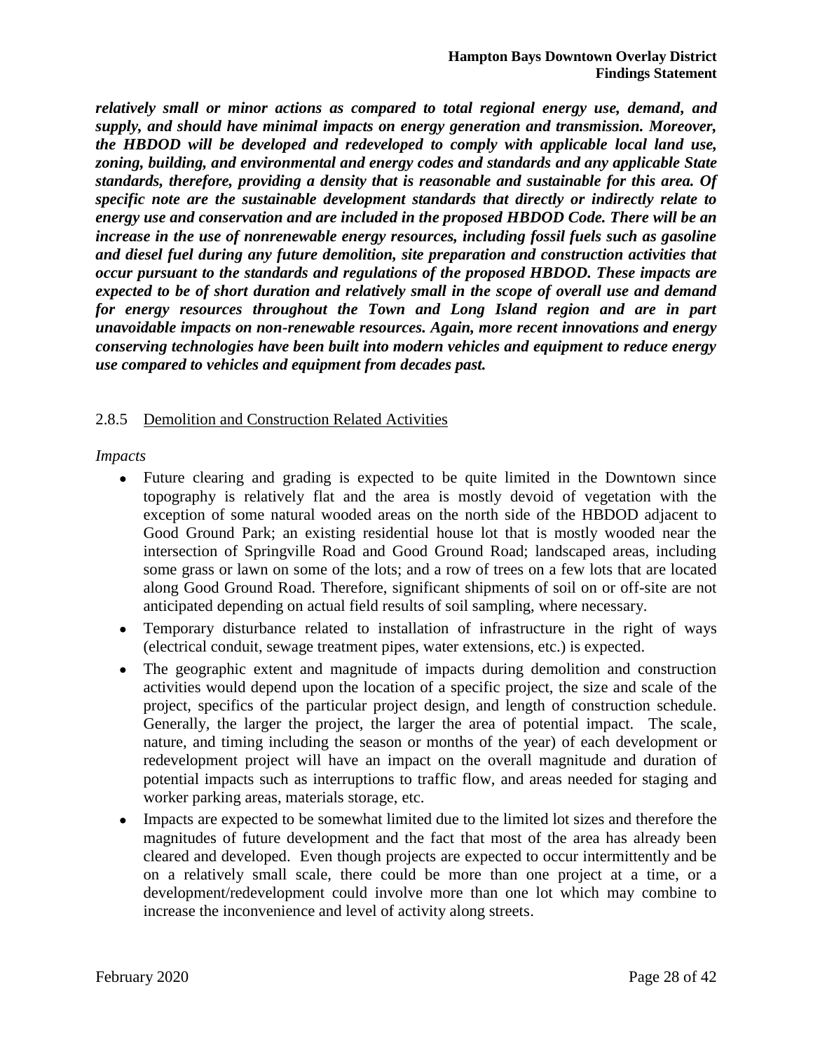***relatively small or minor actions as compared to total regional energy use, demand, and supply, and should have minimal impacts on energy generation and transmission. Moreover, the HBDOD will be developed and redeveloped to comply with applicable local land use, zoning, building, and environmental and energy codes and standards and any applicable State standards, therefore, providing a density that is reasonable and sustainable for this area. Of specific note are the sustainable development standards that directly or indirectly relate to energy use and conservation and are included in the proposed HBDOD Code. There will be an increase in the use of nonrenewable energy resources, including fossil fuels such as gasoline and diesel fuel during any future demolition, site preparation and construction activities that occur pursuant to the standards and regulations of the proposed HBDOD. These impacts are expected to be of short duration and relatively small in the scope of overall use and demand for energy resources throughout the Town and Long Island region and are in part unavoidable impacts on non-renewable resources. Again, more recent innovations and energy conserving technologies have been built into modern vehicles and equipment to reduce energy use compared to vehicles and equipment from decades past.***

### 2.8.5 Demolition and Construction Related Activities

*Impacts*

- Future clearing and grading is expected to be quite limited in the Downtown since topography is relatively flat and the area is mostly devoid of vegetation with the exception of some natural wooded areas on the north side of the HBDOD adjacent to Good Ground Park; an existing residential house lot that is mostly wooded near the intersection of Springville Road and Good Ground Road; landscaped areas, including some grass or lawn on some of the lots; and a row of trees on a few lots that are located along Good Ground Road. Therefore, significant shipments of soil on or off-site are not anticipated depending on actual field results of soil sampling, where necessary.
- Temporary disturbance related to installation of infrastructure in the right of ways (electrical conduit, sewage treatment pipes, water extensions, etc.) is expected.
- The geographic extent and magnitude of impacts during demolition and construction activities would depend upon the location of a specific project, the size and scale of the project, specifics of the particular project design, and length of construction schedule. Generally, the larger the project, the larger the area of potential impact. The scale, nature, and timing including the season or months of the year) of each development or redevelopment project will have an impact on the overall magnitude and duration of potential impacts such as interruptions to traffic flow, and areas needed for staging and worker parking areas, materials storage, etc.
- Impacts are expected to be somewhat limited due to the limited lot sizes and therefore the magnitudes of future development and the fact that most of the area has already been cleared and developed. Even though projects are expected to occur intermittently and be on a relatively small scale, there could be more than one project at a time, or a development/redevelopment could involve more than one lot which may combine to increase the inconvenience and level of activity along streets.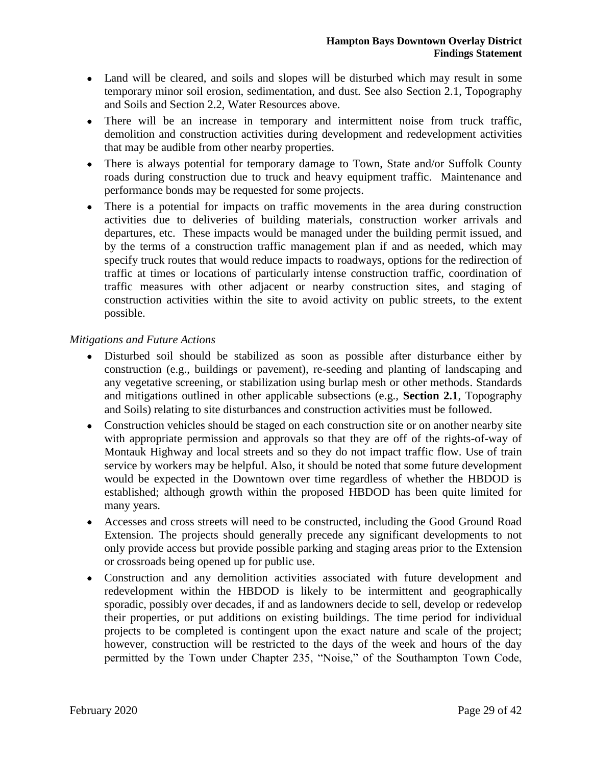- Land will be cleared, and soils and slopes will be disturbed which may result in some temporary minor soil erosion, sedimentation, and dust. See also Section 2.1, Topography and Soils and Section 2.2, Water Resources above.
- There will be an increase in temporary and intermittent noise from truck traffic, demolition and construction activities during development and redevelopment activities that may be audible from other nearby properties.
- There is always potential for temporary damage to Town, State and/or Suffolk County roads during construction due to truck and heavy equipment traffic. Maintenance and performance bonds may be requested for some projects.
- There is a potential for impacts on traffic movements in the area during construction activities due to deliveries of building materials, construction worker arrivals and departures, etc. These impacts would be managed under the building permit issued, and by the terms of a construction traffic management plan if and as needed, which may specify truck routes that would reduce impacts to roadways, options for the redirection of traffic at times or locations of particularly intense construction traffic, coordination of traffic measures with other adjacent or nearby construction sites, and staging of construction activities within the site to avoid activity on public streets, to the extent possible.

*Mitigations and Future Actions*

- Disturbed soil should be stabilized as soon as possible after disturbance either by construction (e.g., buildings or pavement), re-seeding and planting of landscaping and any vegetative screening, or stabilization using burlap mesh or other methods. Standards and mitigations outlined in other applicable subsections (e.g., **Section 2.1**, Topography and Soils) relating to site disturbances and construction activities must be followed.
- Construction vehicles should be staged on each construction site or on another nearby site with appropriate permission and approvals so that they are off of the rights-of-way of Montauk Highway and local streets and so they do not impact traffic flow. Use of train service by workers may be helpful. Also, it should be noted that some future development would be expected in the Downtown over time regardless of whether the HBDOD is established; although growth within the proposed HBDOD has been quite limited for many years.
- Accesses and cross streets will need to be constructed, including the Good Ground Road Extension. The projects should generally precede any significant developments to not only provide access but provide possible parking and staging areas prior to the Extension or crossroads being opened up for public use.
- Construction and any demolition activities associated with future development and redevelopment within the HBDOD is likely to be intermittent and geographically sporadic, possibly over decades, if and as landowners decide to sell, develop or redevelop their properties, or put additions on existing buildings. The time period for individual projects to be completed is contingent upon the exact nature and scale of the project; however, construction will be restricted to the days of the week and hours of the day permitted by the Town under Chapter 235, "Noise," of the Southampton Town Code,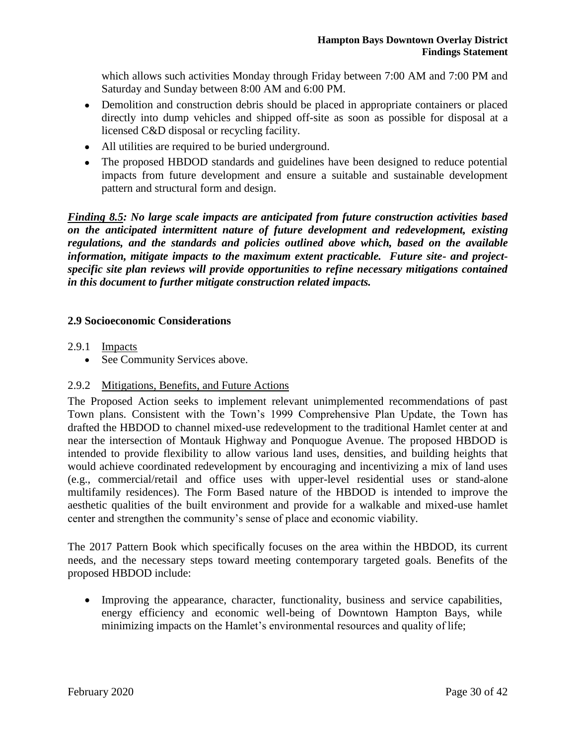which allows such activities Monday through Friday between 7:00 AM and 7:00 PM and Saturday and Sunday between 8:00 AM and 6:00 PM.

- Demolition and construction debris should be placed in appropriate containers or placed directly into dump vehicles and shipped off-site as soon as possible for disposal at a licensed C&D disposal or recycling facility.
- All utilities are required to be buried underground.
- The proposed HBDOD standards and guidelines have been designed to reduce potential impacts from future development and ensure a suitable and sustainable development pattern and structural form and design.

***Finding 8.5:*** ***No large scale impacts are anticipated from future construction activities based on the anticipated intermittent nature of future development and redevelopment, existing regulations, and the standards and policies outlined above which, based on the available information, mitigate impacts to the maximum extent practicable. Future site- and project-specific site plan reviews will provide opportunities to refine necessary mitigations contained in this document to further mitigate construction related impacts.***

### 2.9 Socioeconomic Considerations

2.9.1 Impacts

- See Community Services above.

2.9.2 Mitigations, Benefits, and Future Actions

The Proposed Action seeks to implement relevant unimplemented recommendations of past Town plans. Consistent with the Town's 1999 Comprehensive Plan Update, the Town has drafted the HBDOD to channel mixed-use redevelopment to the traditional Hamlet center at and near the intersection of Montauk Highway and Ponquogue Avenue. The proposed HBDOD is intended to provide flexibility to allow various land uses, densities, and building heights that would achieve coordinated redevelopment by encouraging and incentivizing a mix of land uses (e.g., commercial/retail and office uses with upper-level residential uses or stand-alone multifamily residences). The Form Based nature of the HBDOD is intended to improve the aesthetic qualities of the built environment and provide for a walkable and mixed-use hamlet center and strengthen the community's sense of place and economic viability.

The 2017 Pattern Book which specifically focuses on the area within the HBDOD, its current needs, and the necessary steps toward meeting contemporary targeted goals. Benefits of the proposed HBDOD include:

- Improving the appearance, character, functionality, business and service capabilities, energy efficiency and economic well-being of Downtown Hampton Bays, while minimizing impacts on the Hamlet's environmental resources and quality of life;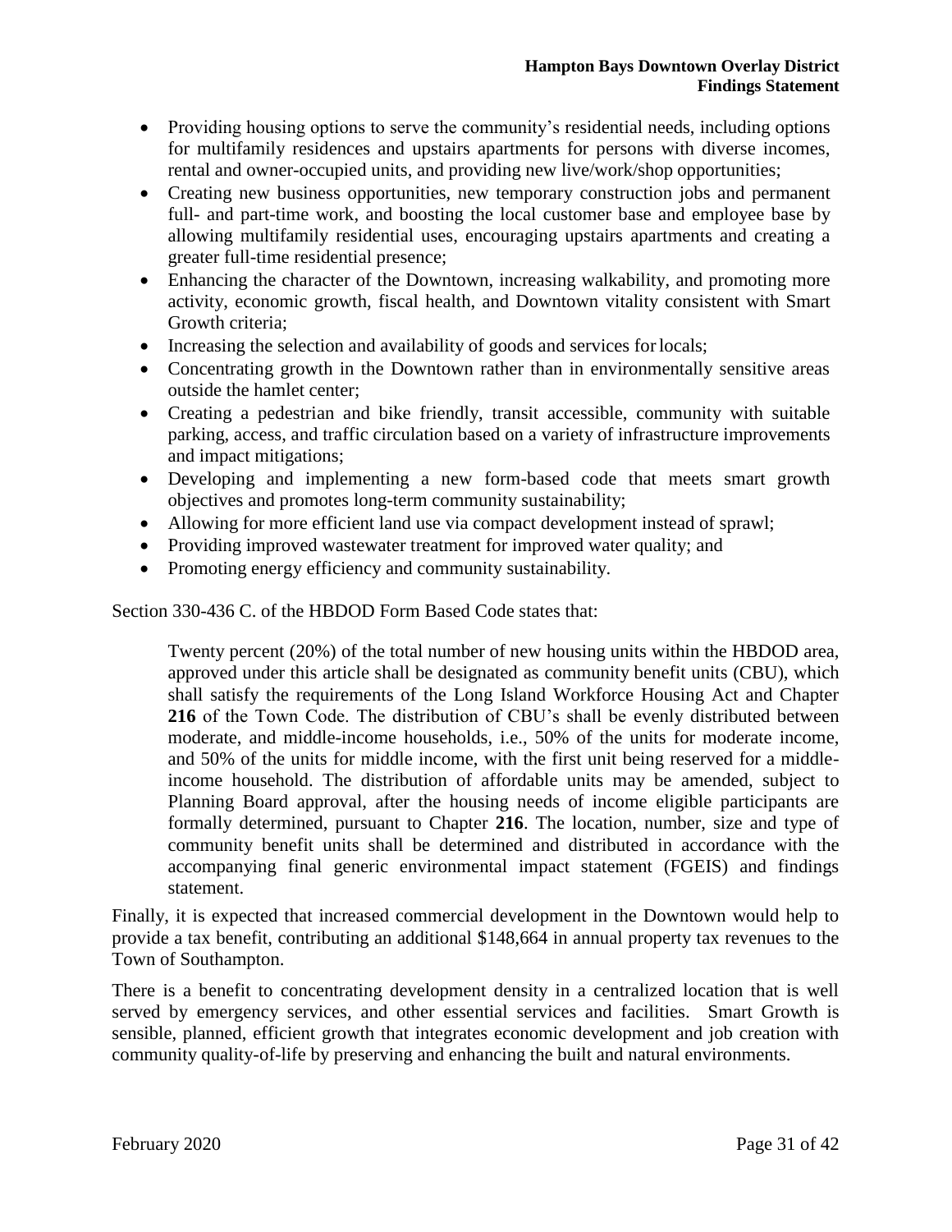- Providing housing options to serve the community's residential needs, including options for multifamily residences and upstairs apartments for persons with diverse incomes, rental and owner-occupied units, and providing new live/work/shop opportunities;
- Creating new business opportunities, new temporary construction jobs and permanent full- and part-time work, and boosting the local customer base and employee base by allowing multifamily residential uses, encouraging upstairs apartments and creating a greater full-time residential presence;
- Enhancing the character of the Downtown, increasing walkability, and promoting more activity, economic growth, fiscal health, and Downtown vitality consistent with Smart Growth criteria;
- Increasing the selection and availability of goods and services for locals;
- Concentrating growth in the Downtown rather than in environmentally sensitive areas outside the hamlet center;
- Creating a pedestrian and bike friendly, transit accessible, community with suitable parking, access, and traffic circulation based on a variety of infrastructure improvements and impact mitigations;
- Developing and implementing a new form-based code that meets smart growth objectives and promotes long-term community sustainability;
- Allowing for more efficient land use via compact development instead of sprawl;
- Providing improved wastewater treatment for improved water quality; and
- Promoting energy efficiency and community sustainability.

Section 330-436 C. of the HBDOD Form Based Code states that:

> Twenty percent (20%) of the total number of new housing units within the HBDOD area, approved under this article shall be designated as community benefit units (CBU), which shall satisfy the requirements of the Long Island Workforce Housing Act and Chapter **216** of the Town Code. The distribution of CBU's shall be evenly distributed between moderate, and middle-income households, i.e., 50% of the units for moderate income, and 50% of the units for middle income, with the first unit being reserved for a middle-income household. The distribution of affordable units may be amended, subject to Planning Board approval, after the housing needs of income eligible participants are formally determined, pursuant to Chapter **216**. The location, number, size and type of community benefit units shall be determined and distributed in accordance with the accompanying final generic environmental impact statement (FGEIS) and findings statement.

Finally, it is expected that increased commercial development in the Downtown would help to provide a tax benefit, contributing an additional $148,664 in annual property tax revenues to the Town of Southampton.

There is a benefit to concentrating development density in a centralized location that is well served by emergency services, and other essential services and facilities. Smart Growth is sensible, planned, efficient growth that integrates economic development and job creation with community quality-of-life by preserving and enhancing the built and natural environments.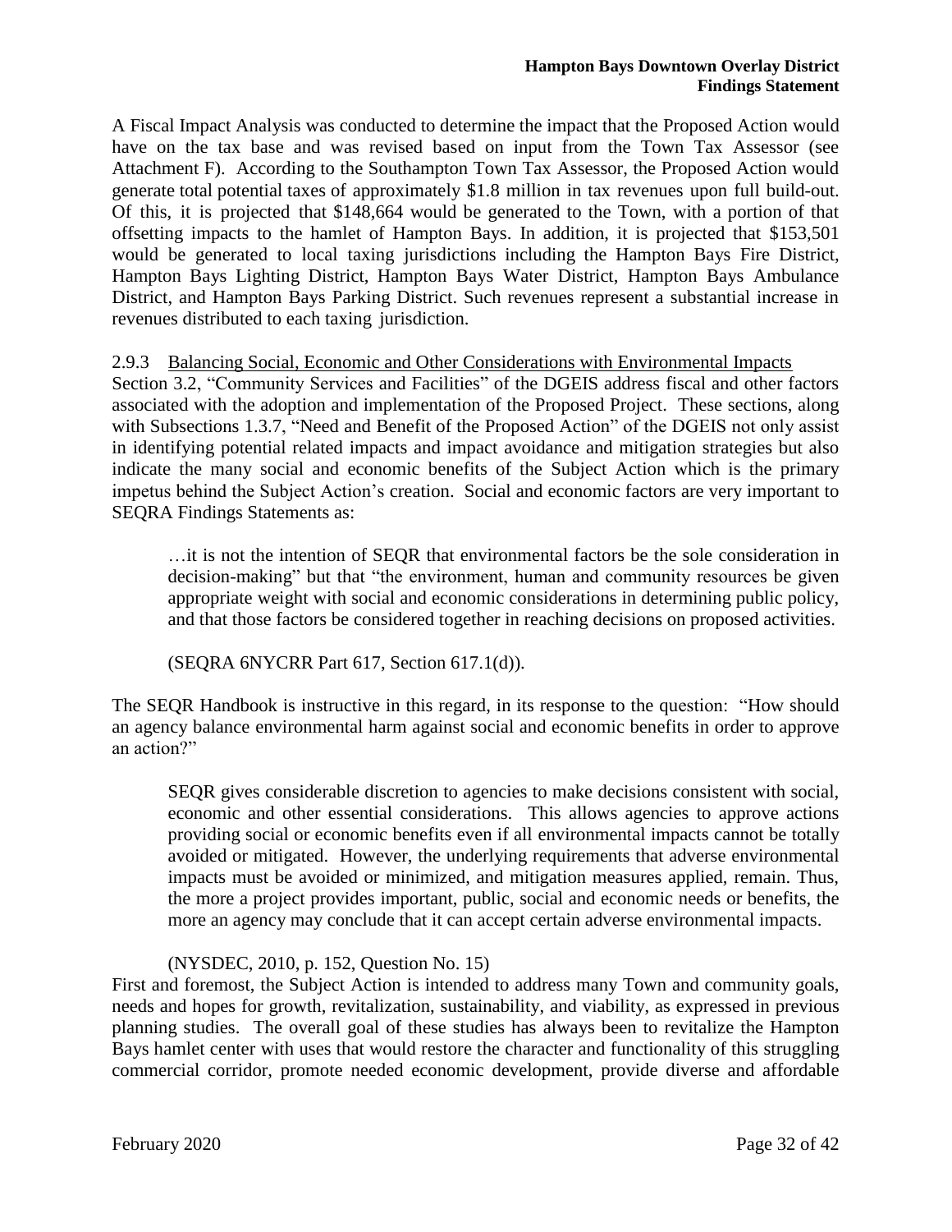A Fiscal Impact Analysis was conducted to determine the impact that the Proposed Action would have on the tax base and was revised based on input from the Town Tax Assessor (see Attachment F). According to the Southampton Town Tax Assessor, the Proposed Action would generate total potential taxes of approximately $1.8 million in tax revenues upon full build-out. Of this, it is projected that $148,664 would be generated to the Town, with a portion of that offsetting impacts to the hamlet of Hampton Bays. In addition, it is projected that $153,501 would be generated to local taxing jurisdictions including the Hampton Bays Fire District, Hampton Bays Lighting District, Hampton Bays Water District, Hampton Bays Ambulance District, and Hampton Bays Parking District. Such revenues represent a substantial increase in revenues distributed to each taxing jurisdiction.

### 2.9.3 Balancing Social, Economic and Other Considerations with Environmental Impacts

Section 3.2, "Community Services and Facilities" of the DGEIS address fiscal and other factors associated with the adoption and implementation of the Proposed Project. These sections, along with Subsections 1.3.7, "Need and Benefit of the Proposed Action" of the DGEIS not only assist in identifying potential related impacts and impact avoidance and mitigation strategies but also indicate the many social and economic benefits of the Subject Action which is the primary impetus behind the Subject Action's creation. Social and economic factors are very important to SEQRA Findings Statements as:

> …it is not the intention of SEQR that environmental factors be the sole consideration in decision-making" but that "the environment, human and community resources be given appropriate weight with social and economic considerations in determining public policy, and that those factors be considered together in reaching decisions on proposed activities.
>
> (SEQRA 6NYCRR Part 617, Section 617.1(d)).

The SEQR Handbook is instructive in this regard, in its response to the question: "How should an agency balance environmental harm against social and economic benefits in order to approve an action?"

> SEQR gives considerable discretion to agencies to make decisions consistent with social, economic and other essential considerations. This allows agencies to approve actions providing social or economic benefits even if all environmental impacts cannot be totally avoided or mitigated. However, the underlying requirements that adverse environmental impacts must be avoided or minimized, and mitigation measures applied, remain. Thus, the more a project provides important, public, social and economic needs or benefits, the more an agency may conclude that it can accept certain adverse environmental impacts.
>
> (NYSDEC, 2010, p. 152, Question No. 15)

First and foremost, the Subject Action is intended to address many Town and community goals, needs and hopes for growth, revitalization, sustainability, and viability, as expressed in previous planning studies. The overall goal of these studies has always been to revitalize the Hampton Bays hamlet center with uses that would restore the character and functionality of this struggling commercial corridor, promote needed economic development, provide diverse and affordable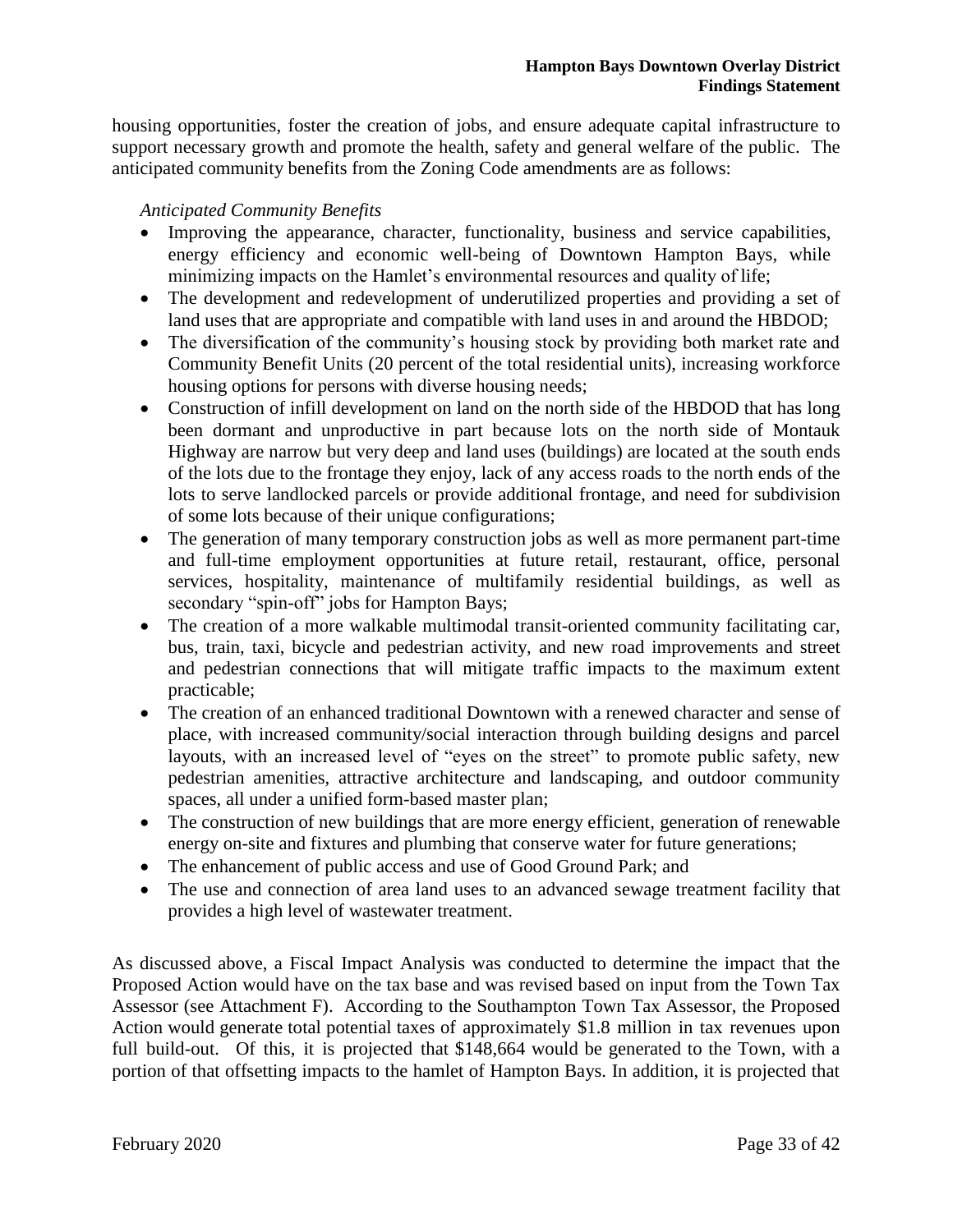housing opportunities, foster the creation of jobs, and ensure adequate capital infrastructure to support necessary growth and promote the health, safety and general welfare of the public. The anticipated community benefits from the Zoning Code amendments are as follows:

*Anticipated Community Benefits*

- Improving the appearance, character, functionality, business and service capabilities, energy efficiency and economic well-being of Downtown Hampton Bays, while minimizing impacts on the Hamlet's environmental resources and quality of life;
- The development and redevelopment of underutilized properties and providing a set of land uses that are appropriate and compatible with land uses in and around the HBDOD;
- The diversification of the community's housing stock by providing both market rate and Community Benefit Units (20 percent of the total residential units), increasing workforce housing options for persons with diverse housing needs;
- Construction of infill development on land on the north side of the HBDOD that has long been dormant and unproductive in part because lots on the north side of Montauk Highway are narrow but very deep and land uses (buildings) are located at the south ends of the lots due to the frontage they enjoy, lack of any access roads to the north ends of the lots to serve landlocked parcels or provide additional frontage, and need for subdivision of some lots because of their unique configurations;
- The generation of many temporary construction jobs as well as more permanent part-time and full-time employment opportunities at future retail, restaurant, office, personal services, hospitality, maintenance of multifamily residential buildings, as well as secondary "spin-off" jobs for Hampton Bays;
- The creation of a more walkable multimodal transit-oriented community facilitating car, bus, train, taxi, bicycle and pedestrian activity, and new road improvements and street and pedestrian connections that will mitigate traffic impacts to the maximum extent practicable;
- The creation of an enhanced traditional Downtown with a renewed character and sense of place, with increased community/social interaction through building designs and parcel layouts, with an increased level of "eyes on the street" to promote public safety, new pedestrian amenities, attractive architecture and landscaping, and outdoor community spaces, all under a unified form-based master plan;
- The construction of new buildings that are more energy efficient, generation of renewable energy on-site and fixtures and plumbing that conserve water for future generations;
- The enhancement of public access and use of Good Ground Park; and
- The use and connection of area land uses to an advanced sewage treatment facility that provides a high level of wastewater treatment.

As discussed above, a Fiscal Impact Analysis was conducted to determine the impact that the Proposed Action would have on the tax base and was revised based on input from the Town Tax Assessor (see Attachment F). According to the Southampton Town Tax Assessor, the Proposed Action would generate total potential taxes of approximately $1.8 million in tax revenues upon full build-out. Of this, it is projected that $148,664 would be generated to the Town, with a portion of that offsetting impacts to the hamlet of Hampton Bays. In addition, it is projected that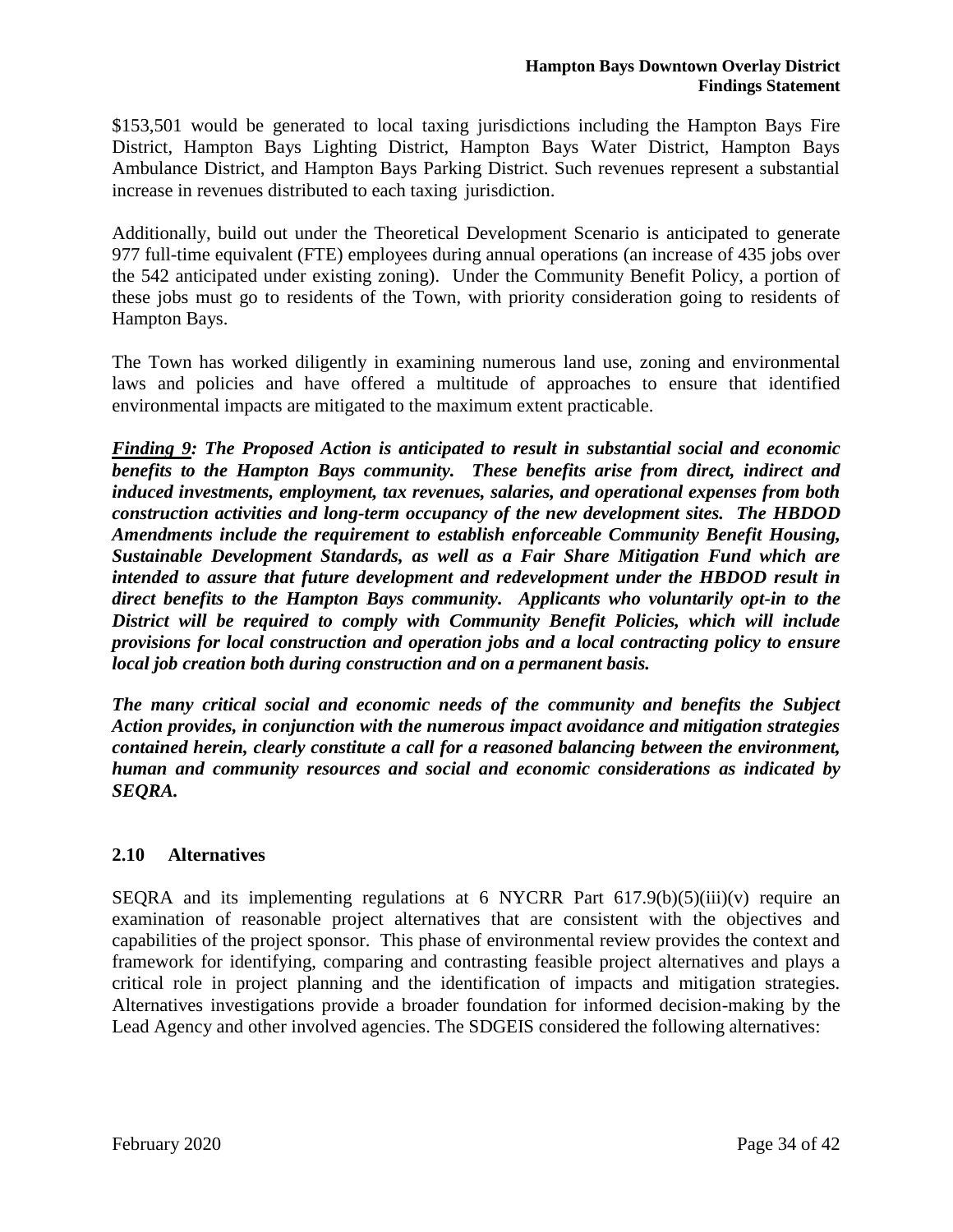$153,501 would be generated to local taxing jurisdictions including the Hampton Bays Fire District, Hampton Bays Lighting District, Hampton Bays Water District, Hampton Bays Ambulance District, and Hampton Bays Parking District. Such revenues represent a substantial increase in revenues distributed to each taxing jurisdiction.

Additionally, build out under the Theoretical Development Scenario is anticipated to generate 977 full-time equivalent (FTE) employees during annual operations (an increase of 435 jobs over the 542 anticipated under existing zoning). Under the Community Benefit Policy, a portion of these jobs must go to residents of the Town, with priority consideration going to residents of Hampton Bays.

The Town has worked diligently in examining numerous land use, zoning and environmental laws and policies and have offered a multitude of approaches to ensure that identified environmental impacts are mitigated to the maximum extent practicable.

***Finding 9*: The Proposed Action is anticipated to result in substantial social and economic benefits to the Hampton Bays community. These benefits arise from direct, indirect and induced investments, employment, tax revenues, salaries, and operational expenses from both construction activities and long-term occupancy of the new development sites. The HBDOD Amendments include the requirement to establish enforceable Community Benefit Housing, Sustainable Development Standards, as well as a Fair Share Mitigation Fund which are intended to assure that future development and redevelopment under the HBDOD result in direct benefits to the Hampton Bays community. Applicants who voluntarily opt-in to the District will be required to comply with Community Benefit Policies, which will include provisions for local construction and operation jobs and a local contracting policy to ensure local job creation both during construction and on a permanent basis.**

***The many critical social and economic needs of the community and benefits the Subject Action provides, in conjunction with the numerous impact avoidance and mitigation strategies contained herein, clearly constitute a call for a reasoned balancing between the environment, human and community resources and social and economic considerations as indicated by SEQRA.***

## 2.10 Alternatives

SEQRA and its implementing regulations at 6 NYCRR Part 617.9(b)(5)(iii)(v) require an examination of reasonable project alternatives that are consistent with the objectives and capabilities of the project sponsor. This phase of environmental review provides the context and framework for identifying, comparing and contrasting feasible project alternatives and plays a critical role in project planning and the identification of impacts and mitigation strategies. Alternatives investigations provide a broader foundation for informed decision-making by the Lead Agency and other involved agencies. The SDGEIS considered the following alternatives: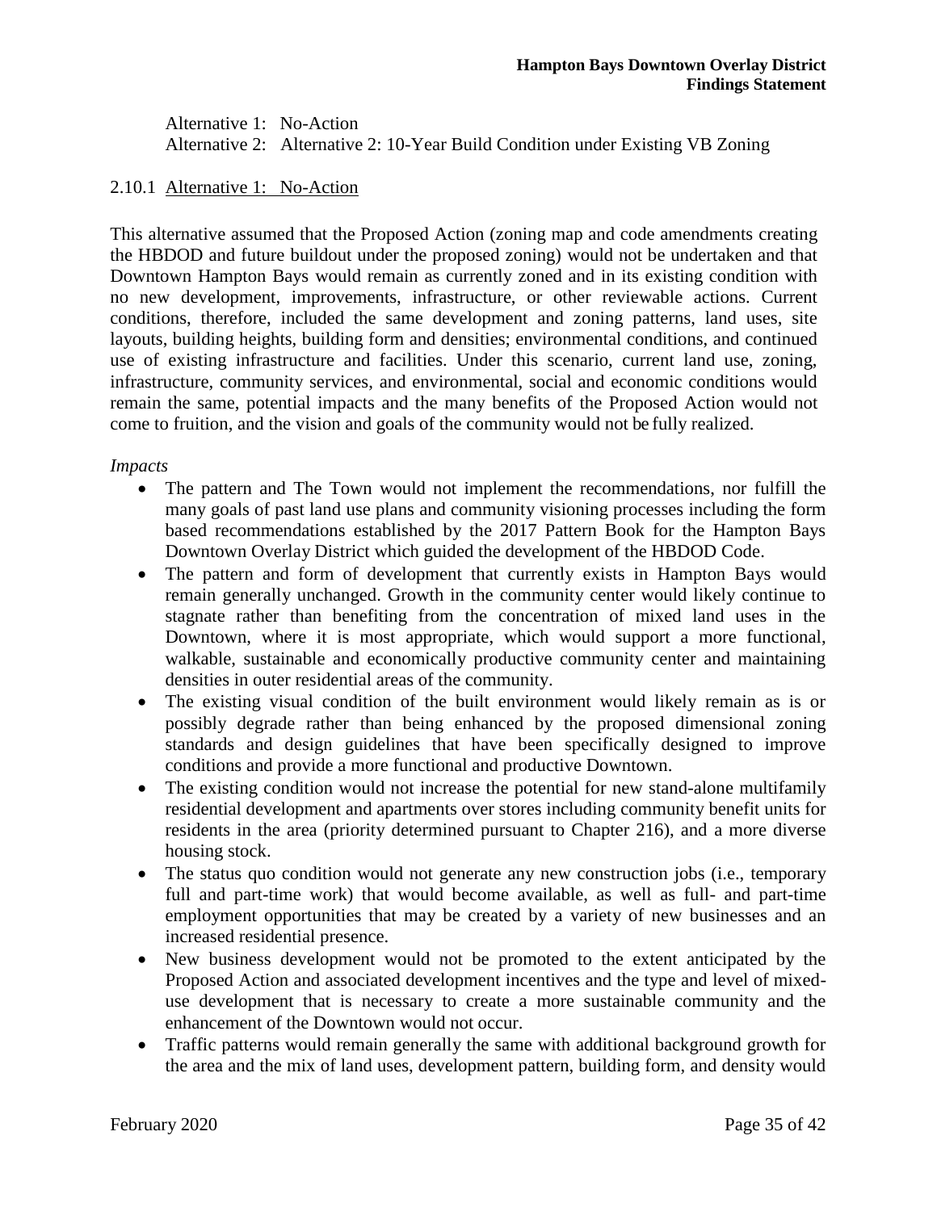Alternative 1: No-Action
Alternative 2: Alternative 2: 10-Year Build Condition under Existing VB Zoning

### 2.10.1 Alternative 1: No-Action

This alternative assumed that the Proposed Action (zoning map and code amendments creating the HBDOD and future buildout under the proposed zoning) would not be undertaken and that Downtown Hampton Bays would remain as currently zoned and in its existing condition with no new development, improvements, infrastructure, or other reviewable actions. Current conditions, therefore, included the same development and zoning patterns, land uses, site layouts, building heights, building form and densities; environmental conditions, and continued use of existing infrastructure and facilities. Under this scenario, current land use, zoning, infrastructure, community services, and environmental, social and economic conditions would remain the same, potential impacts and the many benefits of the Proposed Action would not come to fruition, and the vision and goals of the community would not be fully realized.

*Impacts*

- The pattern and The Town would not implement the recommendations, nor fulfill the many goals of past land use plans and community visioning processes including the form based recommendations established by the 2017 Pattern Book for the Hampton Bays Downtown Overlay District which guided the development of the HBDOD Code.
- The pattern and form of development that currently exists in Hampton Bays would remain generally unchanged. Growth in the community center would likely continue to stagnate rather than benefiting from the concentration of mixed land uses in the Downtown, where it is most appropriate, which would support a more functional, walkable, sustainable and economically productive community center and maintaining densities in outer residential areas of the community.
- The existing visual condition of the built environment would likely remain as is or possibly degrade rather than being enhanced by the proposed dimensional zoning standards and design guidelines that have been specifically designed to improve conditions and provide a more functional and productive Downtown.
- The existing condition would not increase the potential for new stand-alone multifamily residential development and apartments over stores including community benefit units for residents in the area (priority determined pursuant to Chapter 216), and a more diverse housing stock.
- The status quo condition would not generate any new construction jobs (i.e., temporary full and part-time work) that would become available, as well as full- and part-time employment opportunities that may be created by a variety of new businesses and an increased residential presence.
- New business development would not be promoted to the extent anticipated by the Proposed Action and associated development incentives and the type and level of mixed-use development that is necessary to create a more sustainable community and the enhancement of the Downtown would not occur.
- Traffic patterns would remain generally the same with additional background growth for the area and the mix of land uses, development pattern, building form, and density would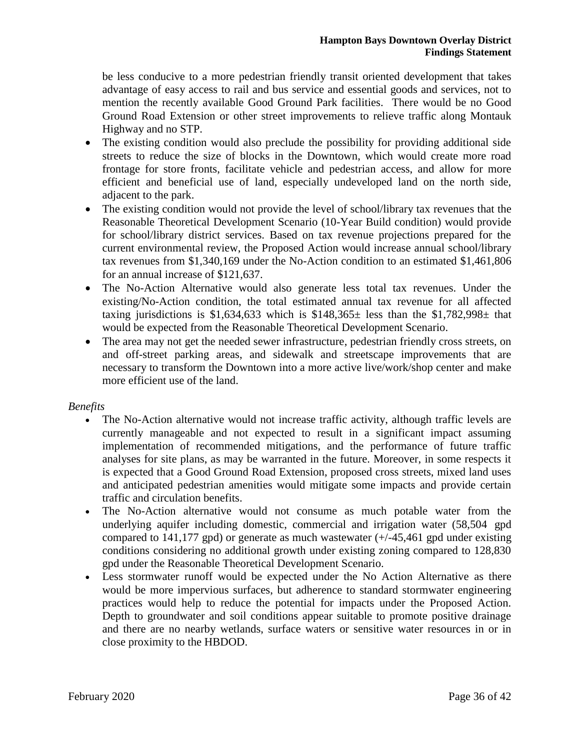be less conducive to a more pedestrian friendly transit oriented development that takes advantage of easy access to rail and bus service and essential goods and services, not to mention the recently available Good Ground Park facilities. There would be no Good Ground Road Extension or other street improvements to relieve traffic along Montauk Highway and no STP.

- The existing condition would also preclude the possibility for providing additional side streets to reduce the size of blocks in the Downtown, which would create more road frontage for store fronts, facilitate vehicle and pedestrian access, and allow for more efficient and beneficial use of land, especially undeveloped land on the north side, adjacent to the park.
- The existing condition would not provide the level of school/library tax revenues that the Reasonable Theoretical Development Scenario (10-Year Build condition) would provide for school/library district services. Based on tax revenue projections prepared for the current environmental review, the Proposed Action would increase annual school/library tax revenues from $1,340,169 under the No-Action condition to an estimated $1,461,806 for an annual increase of $121,637.
- The No-Action Alternative would also generate less total tax revenues. Under the existing/No-Action condition, the total estimated annual tax revenue for all affected taxing jurisdictions is $1,634,633 which is $148,365± less than the $1,782,998± that would be expected from the Reasonable Theoretical Development Scenario.
- The area may not get the needed sewer infrastructure, pedestrian friendly cross streets, on and off-street parking areas, and sidewalk and streetscape improvements that are necessary to transform the Downtown into a more active live/work/shop center and make more efficient use of the land.

*Benefits*

- The No-Action alternative would not increase traffic activity, although traffic levels are currently manageable and not expected to result in a significant impact assuming implementation of recommended mitigations, and the performance of future traffic analyses for site plans, as may be warranted in the future. Moreover, in some respects it is expected that a Good Ground Road Extension, proposed cross streets, mixed land uses and anticipated pedestrian amenities would mitigate some impacts and provide certain traffic and circulation benefits.
- The No-Action alternative would not consume as much potable water from the underlying aquifer including domestic, commercial and irrigation water (58,504 gpd compared to 141,177 gpd) or generate as much wastewater (+/-45,461 gpd under existing conditions considering no additional growth under existing zoning compared to 128,830 gpd under the Reasonable Theoretical Development Scenario.
- Less stormwater runoff would be expected under the No Action Alternative as there would be more impervious surfaces, but adherence to standard stormwater engineering practices would help to reduce the potential for impacts under the Proposed Action. Depth to groundwater and soil conditions appear suitable to promote positive drainage and there are no nearby wetlands, surface waters or sensitive water resources in or in close proximity to the HBDOD.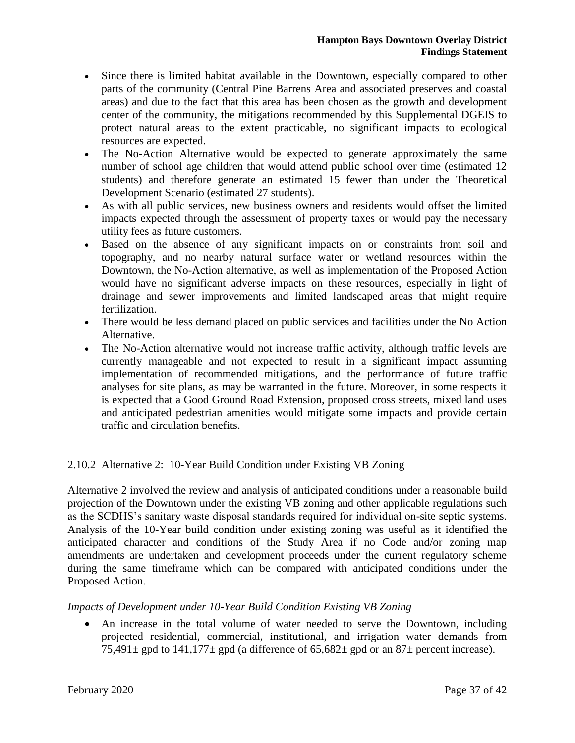- Since there is limited habitat available in the Downtown, especially compared to other parts of the community (Central Pine Barrens Area and associated preserves and coastal areas) and due to the fact that this area has been chosen as the growth and development center of the community, the mitigations recommended by this Supplemental DGEIS to protect natural areas to the extent practicable, no significant impacts to ecological resources are expected.
- The No-Action Alternative would be expected to generate approximately the same number of school age children that would attend public school over time (estimated 12 students) and therefore generate an estimated 15 fewer than under the Theoretical Development Scenario (estimated 27 students).
- As with all public services, new business owners and residents would offset the limited impacts expected through the assessment of property taxes or would pay the necessary utility fees as future customers.
- Based on the absence of any significant impacts on or constraints from soil and topography, and no nearby natural surface water or wetland resources within the Downtown, the No-Action alternative, as well as implementation of the Proposed Action would have no significant adverse impacts on these resources, especially in light of drainage and sewer improvements and limited landscaped areas that might require fertilization.
- There would be less demand placed on public services and facilities under the No Action Alternative.
- The No-Action alternative would not increase traffic activity, although traffic levels are currently manageable and not expected to result in a significant impact assuming implementation of recommended mitigations, and the performance of future traffic analyses for site plans, as may be warranted in the future. Moreover, in some respects it is expected that a Good Ground Road Extension, proposed cross streets, mixed land uses and anticipated pedestrian amenities would mitigate some impacts and provide certain traffic and circulation benefits.

### 2.10.2 Alternative 2: 10-Year Build Condition under Existing VB Zoning

Alternative 2 involved the review and analysis of anticipated conditions under a reasonable build projection of the Downtown under the existing VB zoning and other applicable regulations such as the SCDHS's sanitary waste disposal standards required for individual on-site septic systems. Analysis of the 10-Year build condition under existing zoning was useful as it identified the anticipated character and conditions of the Study Area if no Code and/or zoning map amendments are undertaken and development proceeds under the current regulatory scheme during the same timeframe which can be compared with anticipated conditions under the Proposed Action.

*Impacts of Development under 10-Year Build Condition Existing VB Zoning*

- An increase in the total volume of water needed to serve the Downtown, including projected residential, commercial, institutional, and irrigation water demands from 75,491± gpd to 141,177± gpd (a difference of 65,682± gpd or an 87± percent increase).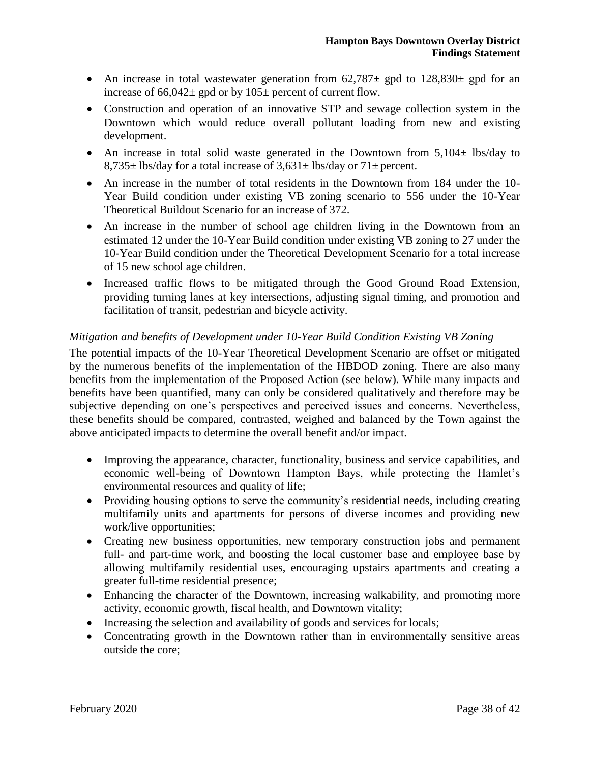- An increase in total wastewater generation from 62,787± gpd to 128,830± gpd for an increase of 66,042± gpd or by 105± percent of current flow.
- Construction and operation of an innovative STP and sewage collection system in the Downtown which would reduce overall pollutant loading from new and existing development.
- An increase in total solid waste generated in the Downtown from 5,104± lbs/day to 8,735± lbs/day for a total increase of 3,631± lbs/day or 71± percent.
- An increase in the number of total residents in the Downtown from 184 under the 10-Year Build condition under existing VB zoning scenario to 556 under the 10-Year Theoretical Buildout Scenario for an increase of 372.
- An increase in the number of school age children living in the Downtown from an estimated 12 under the 10-Year Build condition under existing VB zoning to 27 under the 10-Year Build condition under the Theoretical Development Scenario for a total increase of 15 new school age children.
- Increased traffic flows to be mitigated through the Good Ground Road Extension, providing turning lanes at key intersections, adjusting signal timing, and promotion and facilitation of transit, pedestrian and bicycle activity.

*Mitigation and benefits of Development under 10-Year Build Condition Existing VB Zoning*

The potential impacts of the 10-Year Theoretical Development Scenario are offset or mitigated by the numerous benefits of the implementation of the HBDOD zoning. There are also many benefits from the implementation of the Proposed Action (see below). While many impacts and benefits have been quantified, many can only be considered qualitatively and therefore may be subjective depending on one's perspectives and perceived issues and concerns. Nevertheless, these benefits should be compared, contrasted, weighed and balanced by the Town against the above anticipated impacts to determine the overall benefit and/or impact.

- Improving the appearance, character, functionality, business and service capabilities, and economic well-being of Downtown Hampton Bays, while protecting the Hamlet's environmental resources and quality of life;
- Providing housing options to serve the community's residential needs, including creating multifamily units and apartments for persons of diverse incomes and providing new work/live opportunities;
- Creating new business opportunities, new temporary construction jobs and permanent full- and part-time work, and boosting the local customer base and employee base by allowing multifamily residential uses, encouraging upstairs apartments and creating a greater full-time residential presence;
- Enhancing the character of the Downtown, increasing walkability, and promoting more activity, economic growth, fiscal health, and Downtown vitality;
- Increasing the selection and availability of goods and services for locals;
- Concentrating growth in the Downtown rather than in environmentally sensitive areas outside the core;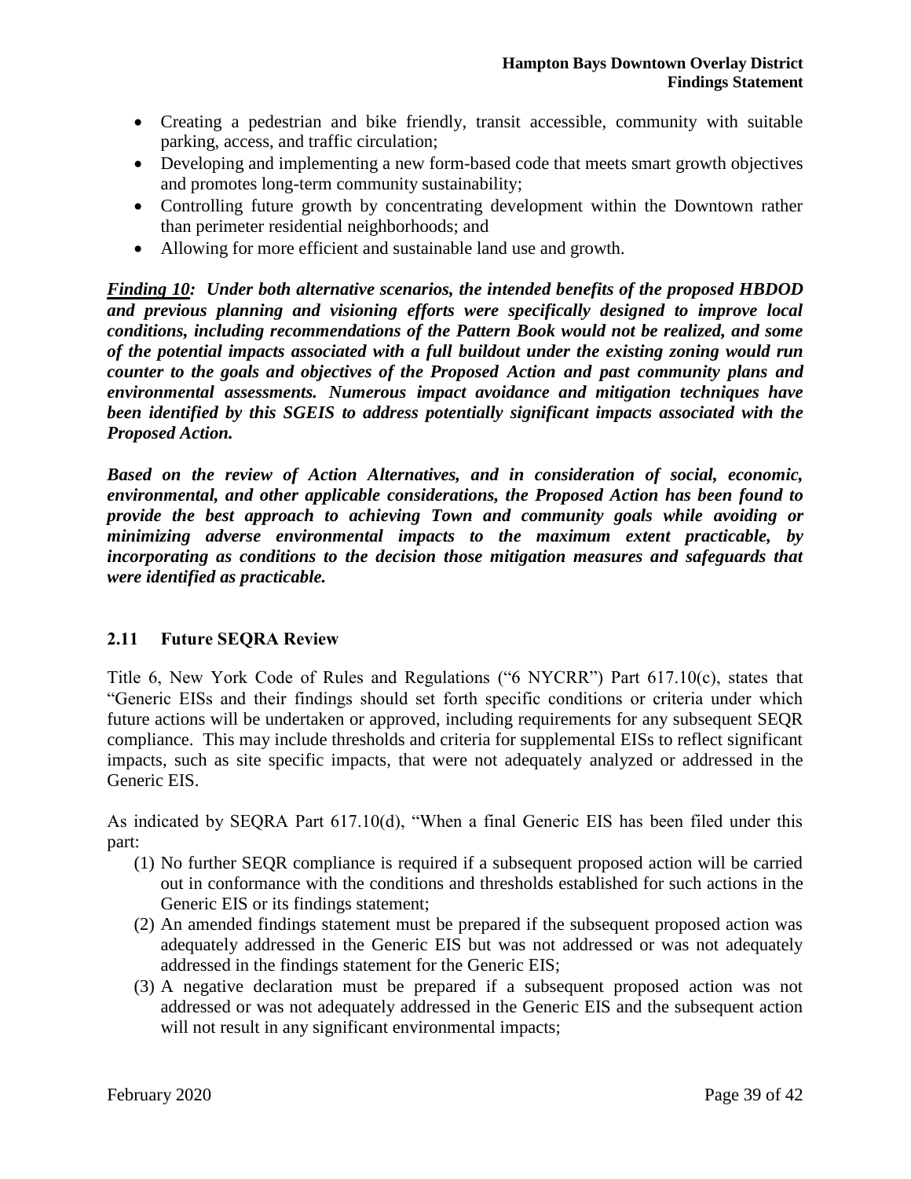- Creating a pedestrian and bike friendly, transit accessible, community with suitable parking, access, and traffic circulation;
- Developing and implementing a new form-based code that meets smart growth objectives and promotes long-term community sustainability;
- Controlling future growth by concentrating development within the Downtown rather than perimeter residential neighborhoods; and
- Allowing for more efficient and sustainable land use and growth.

***<u>Finding 10</u>: Under both alternative scenarios, the intended benefits of the proposed HBDOD and previous planning and visioning efforts were specifically designed to improve local conditions, including recommendations of the Pattern Book would not be realized, and some of the potential impacts associated with a full buildout under the existing zoning would run counter to the goals and objectives of the Proposed Action and past community plans and environmental assessments. Numerous impact avoidance and mitigation techniques have been identified by this SGEIS to address potentially significant impacts associated with the Proposed Action.***

***Based on the review of Action Alternatives, and in consideration of social, economic, environmental, and other applicable considerations, the Proposed Action has been found to provide the best approach to achieving Town and community goals while avoiding or minimizing adverse environmental impacts to the maximum extent practicable, by incorporating as conditions to the decision those mitigation measures and safeguards that were identified as practicable.***

## 2.11 Future SEQRA Review

Title 6, New York Code of Rules and Regulations ("6 NYCRR") Part 617.10(c), states that "Generic EISs and their findings should set forth specific conditions or criteria under which future actions will be undertaken or approved, including requirements for any subsequent SEQR compliance. This may include thresholds and criteria for supplemental EISs to reflect significant impacts, such as site specific impacts, that were not adequately analyzed or addressed in the Generic EIS.

As indicated by SEQRA Part 617.10(d), "When a final Generic EIS has been filed under this part:

(1) No further SEQR compliance is required if a subsequent proposed action will be carried out in conformance with the conditions and thresholds established for such actions in the Generic EIS or its findings statement;
(2) An amended findings statement must be prepared if the subsequent proposed action was adequately addressed in the Generic EIS but was not addressed or was not adequately addressed in the findings statement for the Generic EIS;
(3) A negative declaration must be prepared if a subsequent proposed action was not addressed or was not adequately addressed in the Generic EIS and the subsequent action will not result in any significant environmental impacts;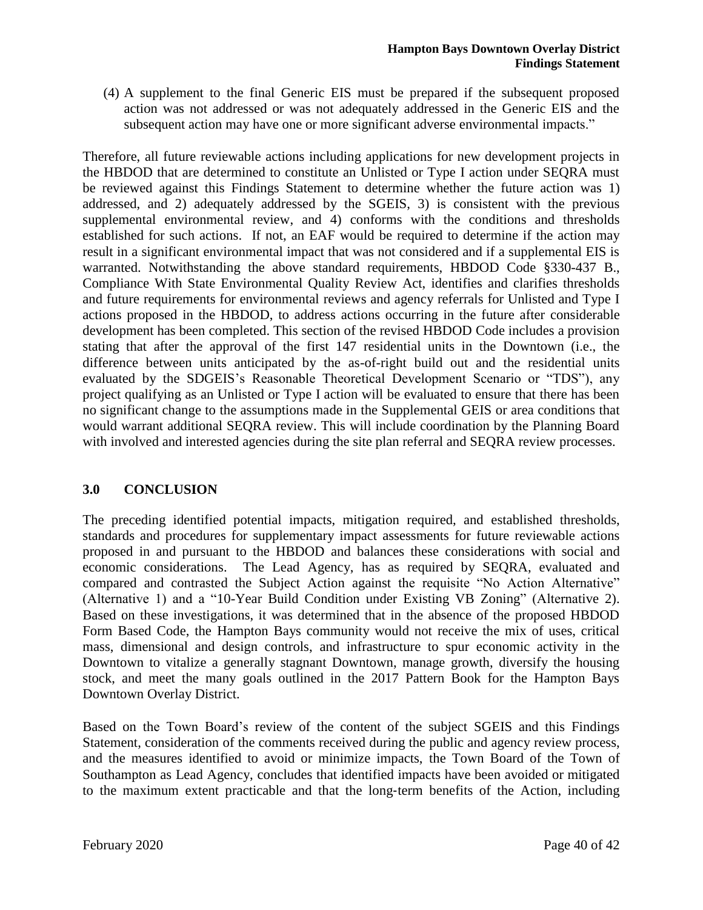(4) A supplement to the final Generic EIS must be prepared if the subsequent proposed action was not addressed or was not adequately addressed in the Generic EIS and the subsequent action may have one or more significant adverse environmental impacts."

Therefore, all future reviewable actions including applications for new development projects in the HBDOD that are determined to constitute an Unlisted or Type I action under SEQRA must be reviewed against this Findings Statement to determine whether the future action was 1) addressed, and 2) adequately addressed by the SGEIS, 3) is consistent with the previous supplemental environmental review, and 4) conforms with the conditions and thresholds established for such actions. If not, an EAF would be required to determine if the action may result in a significant environmental impact that was not considered and if a supplemental EIS is warranted. Notwithstanding the above standard requirements, HBDOD Code §330-437 B., Compliance With State Environmental Quality Review Act, identifies and clarifies thresholds and future requirements for environmental reviews and agency referrals for Unlisted and Type I actions proposed in the HBDOD, to address actions occurring in the future after considerable development has been completed. This section of the revised HBDOD Code includes a provision stating that after the approval of the first 147 residential units in the Downtown (i.e., the difference between units anticipated by the as-of-right build out and the residential units evaluated by the SDGEIS's Reasonable Theoretical Development Scenario or "TDS"), any project qualifying as an Unlisted or Type I action will be evaluated to ensure that there has been no significant change to the assumptions made in the Supplemental GEIS or area conditions that would warrant additional SEQRA review. This will include coordination by the Planning Board with involved and interested agencies during the site plan referral and SEQRA review processes.

## 3.0 CONCLUSION

The preceding identified potential impacts, mitigation required, and established thresholds, standards and procedures for supplementary impact assessments for future reviewable actions proposed in and pursuant to the HBDOD and balances these considerations with social and economic considerations. The Lead Agency, has as required by SEQRA, evaluated and compared and contrasted the Subject Action against the requisite "No Action Alternative" (Alternative 1) and a "10-Year Build Condition under Existing VB Zoning" (Alternative 2). Based on these investigations, it was determined that in the absence of the proposed HBDOD Form Based Code, the Hampton Bays community would not receive the mix of uses, critical mass, dimensional and design controls, and infrastructure to spur economic activity in the Downtown to vitalize a generally stagnant Downtown, manage growth, diversify the housing stock, and meet the many goals outlined in the 2017 Pattern Book for the Hampton Bays Downtown Overlay District.

Based on the Town Board's review of the content of the subject SGEIS and this Findings Statement, consideration of the comments received during the public and agency review process, and the measures identified to avoid or minimize impacts, the Town Board of the Town of Southampton as Lead Agency, concludes that identified impacts have been avoided or mitigated to the maximum extent practicable and that the long-term benefits of the Action, including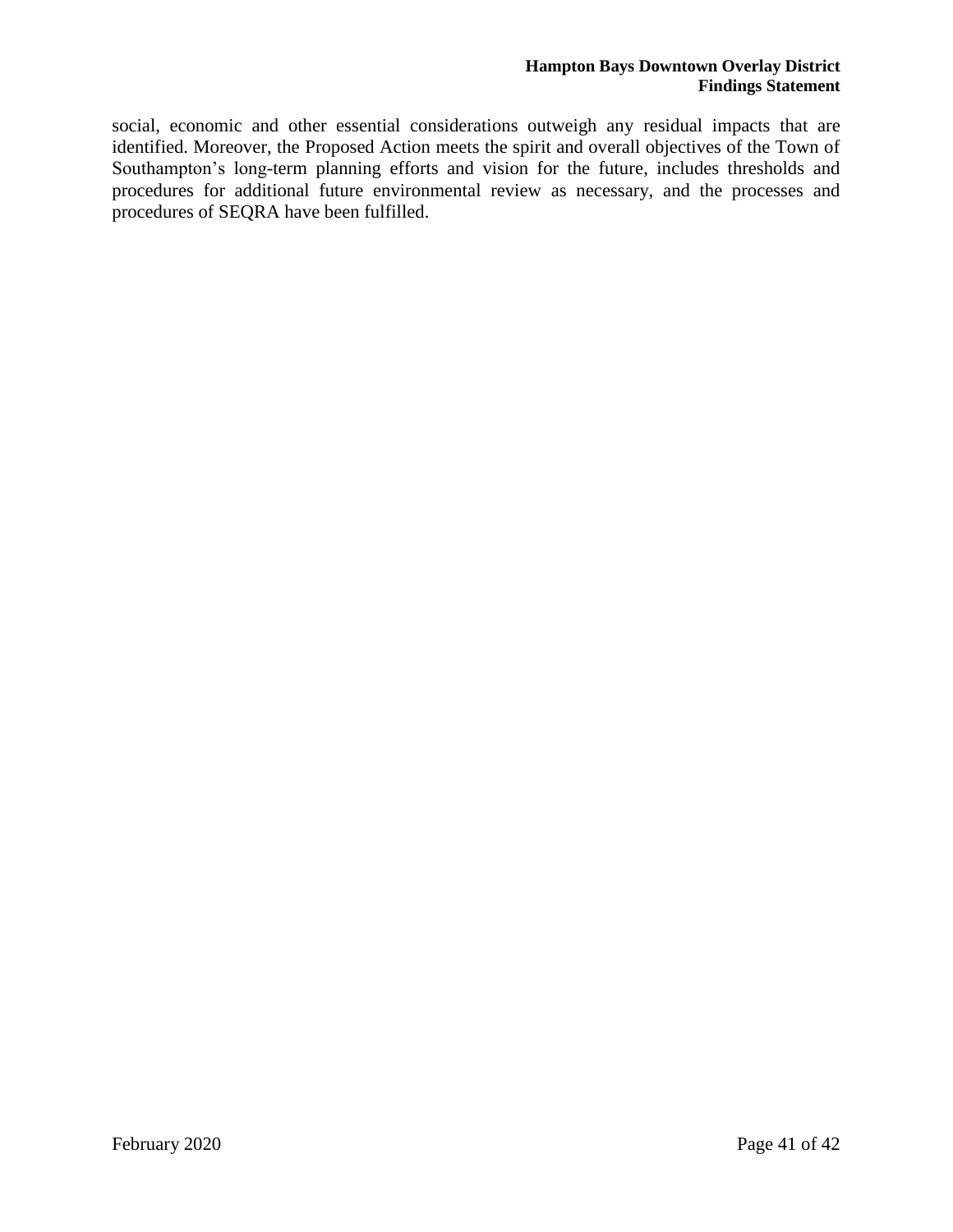social, economic and other essential considerations outweigh any residual impacts that are identified. Moreover, the Proposed Action meets the spirit and overall objectives of the Town of Southampton's long-term planning efforts and vision for the future, includes thresholds and procedures for additional future environmental review as necessary, and the processes and procedures of SEQRA have been fulfilled.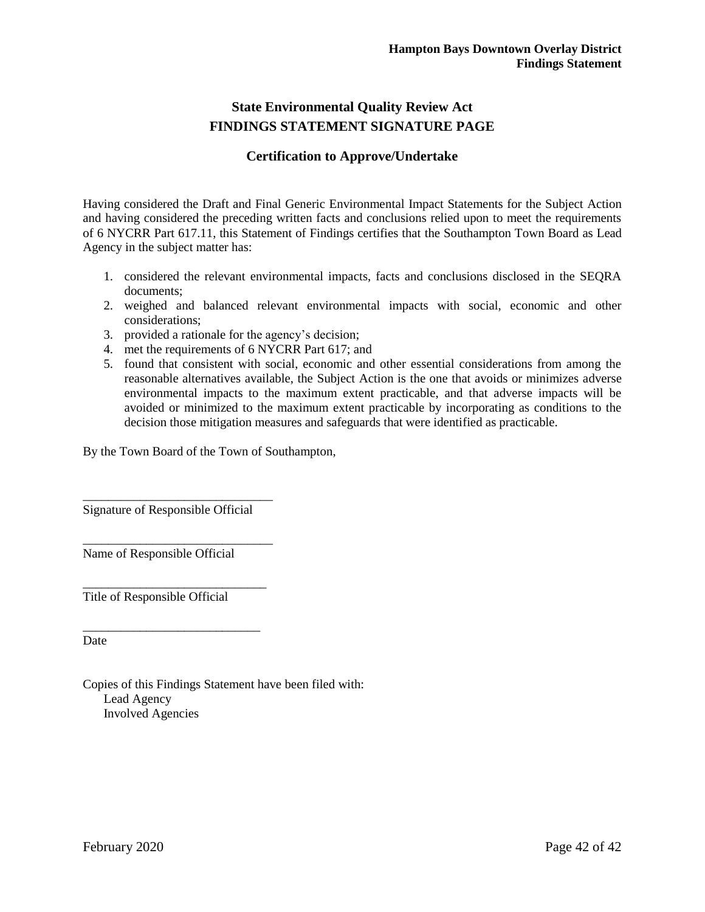# State Environmental Quality Review Act
# FINDINGS STATEMENT SIGNATURE PAGE

## Certification to Approve/Undertake

Having considered the Draft and Final Generic Environmental Impact Statements for the Subject Action and having considered the preceding written facts and conclusions relied upon to meet the requirements of 6 NYCRR Part 617.11, this Statement of Findings certifies that the Southampton Town Board as Lead Agency in the subject matter has:

1. considered the relevant environmental impacts, facts and conclusions disclosed in the SEQRA documents;
2. weighed and balanced relevant environmental impacts with social, economic and other considerations;
3. provided a rationale for the agency's decision;
4. met the requirements of 6 NYCRR Part 617; and
5. found that consistent with social, economic and other essential considerations from among the reasonable alternatives available, the Subject Action is the one that avoids or minimizes adverse environmental impacts to the maximum extent practicable, and that adverse impacts will be avoided or minimized to the maximum extent practicable by incorporating as conditions to the decision those mitigation measures and safeguards that were identified as practicable.

By the Town Board of the Town of Southampton,

______________________________
Signature of Responsible Official

______________________________
Name of Responsible Official

______________________________
Title of Responsible Official

______________________________
Date

Copies of this Findings Statement have been filed with:
- Lead Agency
- Involved Agencies